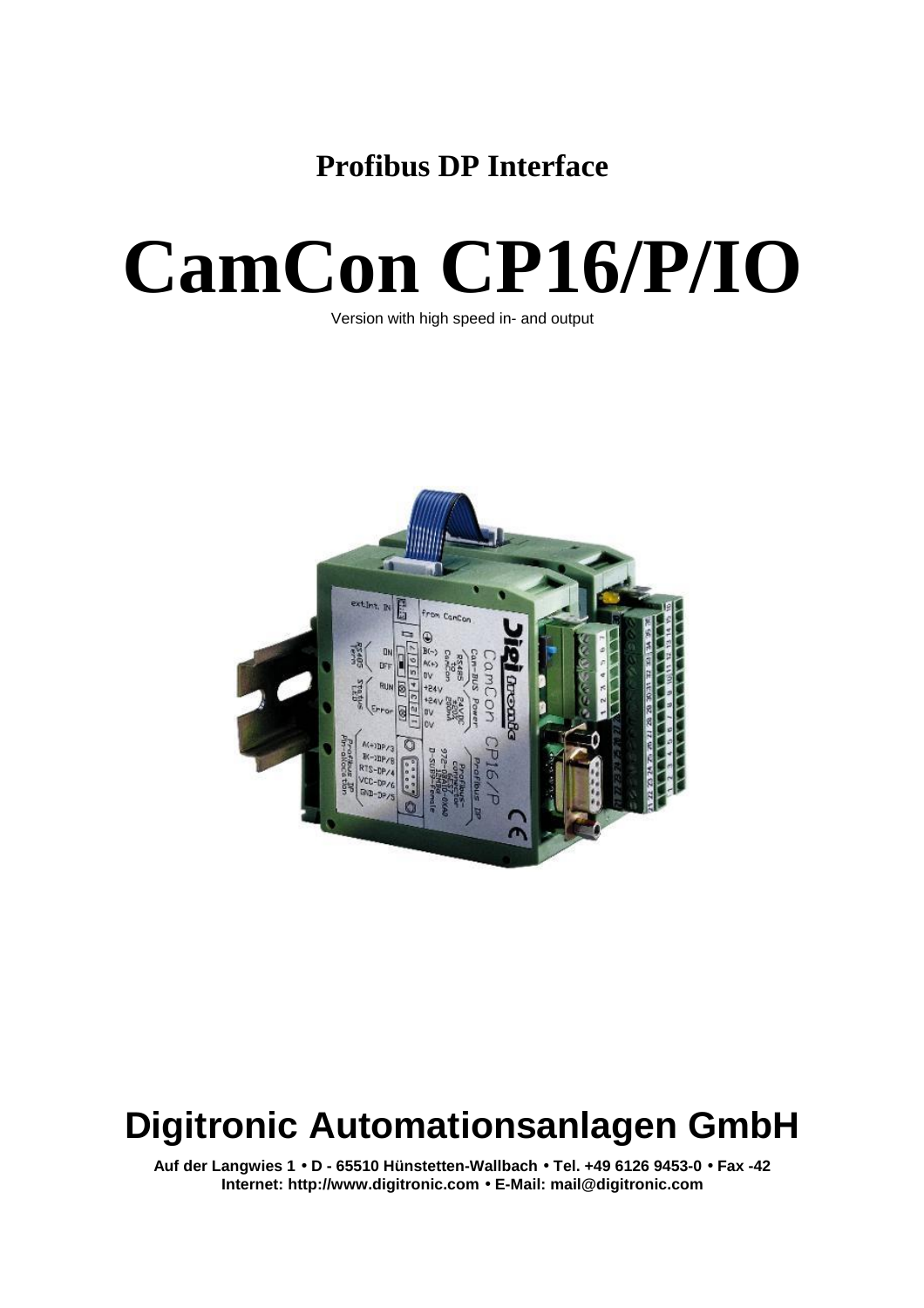**Profibus DP Interface**

# CamCon CP16/P/IO

Version with high speed in- and output

## Digitronic Automationsanlagen GmbH

**Auf der Langwies 1 • D - 65510 Hünstetten-Wallbach • Tel. +49 6126 9453-0 • Fax -42**
**Internet: http://www.digitronic.com • E-Mail: mail@digitronic.com**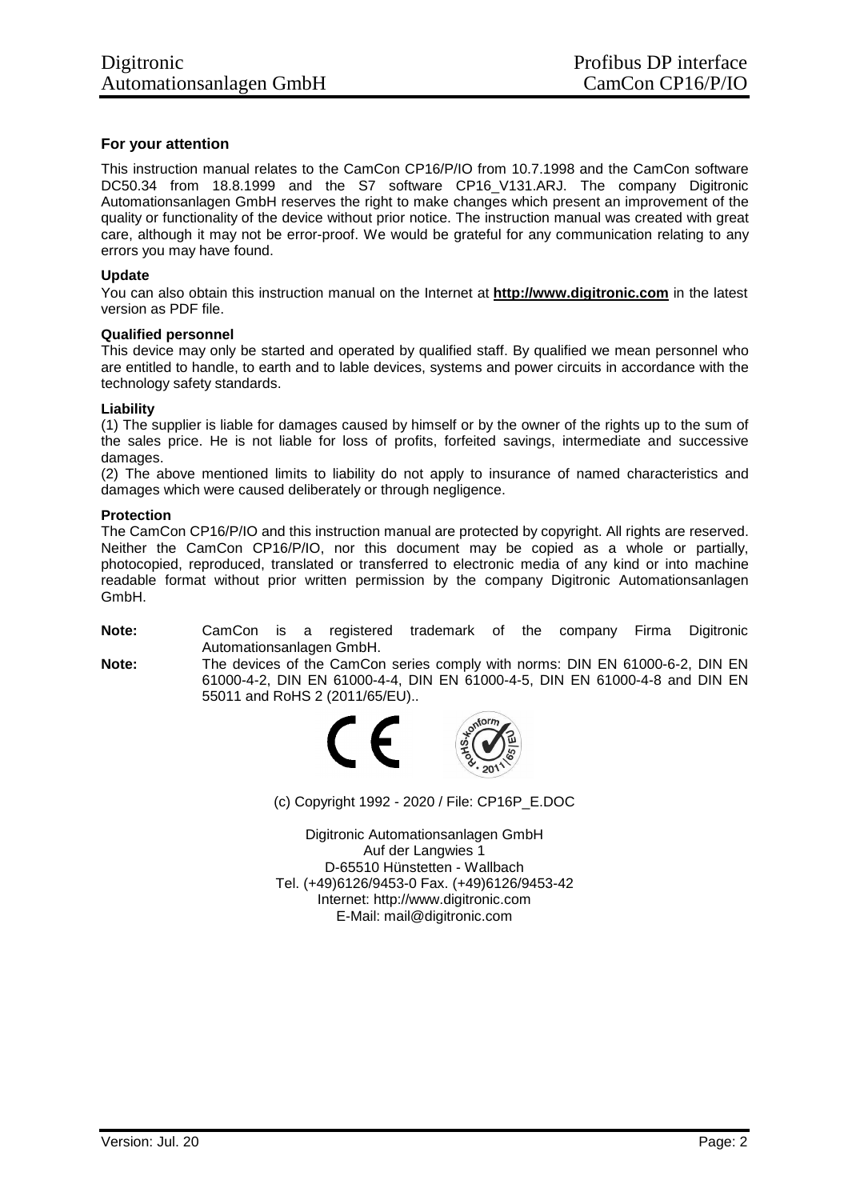**For your attention**

This instruction manual relates to the CamCon CP16/P/IO from 10.7.1998 and the CamCon software DC50.34 from 18.8.1999 and the S7 software CP16_V131.ARJ. The company Digitronic Automationsanlagen GmbH reserves the right to make changes which present an improvement of the quality or functionality of the device without prior notice. The instruction manual was created with great care, although it may not be error-proof. We would be grateful for any communication relating to any errors you may have found.

**Update**

You can also obtain this instruction manual on the Internet at **http://www.digitronic.com** in the latest version as PDF file.

**Qualified personnel**

This device may only be started and operated by qualified staff. By qualified we mean personnel who are entitled to handle, to earth and to lable devices, systems and power circuits in accordance with the technology safety standards.

**Liability**

(1) The supplier is liable for damages caused by himself or by the owner of the rights up to the sum of the sales price. He is not liable for loss of profits, forfeited savings, intermediate and successive damages.

(2) The above mentioned limits to liability do not apply to insurance of named characteristics and damages which were caused deliberately or through negligence.

**Protection**

The CamCon CP16/P/IO and this instruction manual are protected by copyright. All rights are reserved. Neither the CamCon CP16/P/IO, nor this document may be copied as a whole or partially, photocopied, reproduced, translated or transferred to electronic media of any kind or into machine readable format without prior written permission by the company Digitronic Automationsanlagen GmbH.

**Note:** CamCon is a registered trademark of the company Firma Digitronic Automationsanlagen GmbH.

**Note:** The devices of the CamCon series comply with norms: DIN EN 61000-6-2, DIN EN 61000-4-2, DIN EN 61000-4-4, DIN EN 61000-4-5, DIN EN 61000-4-8 and DIN EN 55011 and RoHS 2 (2011/65/EU)..

(c) Copyright 1992 - 2020 / File: CP16P_E.DOC

Digitronic Automationsanlagen GmbH
Auf der Langwies 1
D-65510 Hünstetten - Wallbach
Tel. (+49)6126/9453-0 Fax. (+49)6126/9453-42
Internet: http://www.digitronic.com
E-Mail: mail@digitronic.com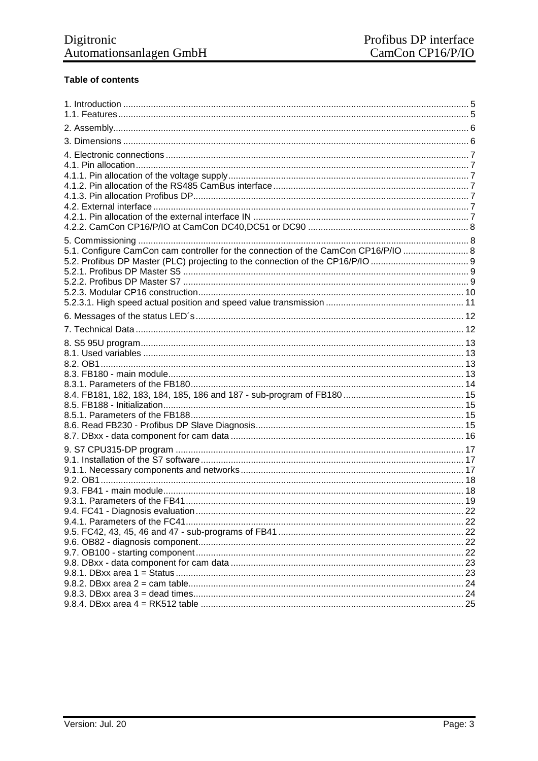**Table of contents**

1. Introduction ........................................................................................................................ 5
1.1. Features.......................................................................................................................... 5
2. Assembly............................................................................................................................ 6
3. Dimensions ........................................................................................................................ 6
4. Electronic connections ....................................................................................................... 7
4.1. Pin allocation................................................................................................................... 7
4.1.1. Pin allocation of the voltage supply.............................................................................. 7
4.1.2. Pin allocation of the RS485 CamBus interface............................................................. 7
4.1.3. Pin allocation Profibus DP............................................................................................ 7
4.2. External interface............................................................................................................ 7
4.2.1. Pin allocation of the external interface IN ..................................................................... 7
4.2.2. CamCon CP16/P/IO at CamCon DC40,DC51 or DC90 ............................................... 8
5. Commissioning .................................................................................................................. 8
5.1. Configure CamCon cam controller for the connection of the CamCon CP16/P/IO .......................... 8
5.2. Profibus DP Master (PLC) projecting to the connection of the CP16/P/IO ....................................... 9
5.2.1. Profibus DP Master S5 ................................................................................................ 9
5.2.2. Profibus DP Master S7 ................................................................................................ 9
5.2.3. Modular CP16 construction......................................................................................... 10
5.2.3.1. High speed actual position and speed value transmission ....................................... 11
6. Messages of the status LED´s .......................................................................................... 12
7. Technical Data .................................................................................................................. 12
8. S5 95U program................................................................................................................ 13
8.1. Used variables ............................................................................................................... 13
8.2. OB1 ................................................................................................................................ 13
8.3. FB180 - main module..................................................................................................... 13
8.3.1. Parameters of the FB180............................................................................................ 14
8.4. FB181, 182, 183, 184, 185, 186 and 187 - sub-program of FB180 ................................................ 15
8.5. FB188 - Initialization....................................................................................................... 15
8.5.1. Parameters of the FB188............................................................................................ 15
8.6. Read FB230 - Profibus DP Slave Diagnosis.................................................................. 15
8.7. DBxx - data component for cam data ............................................................................ 16
9. S7 CPU315-DP program .................................................................................................. 17
9.1. Installation of the S7 software........................................................................................ 17
9.1.1. Necessary components and networks........................................................................ 17
9.2. OB1 ................................................................................................................................ 18
9.3. FB41 - main module....................................................................................................... 18
9.3.1. Parameters of the FB41.............................................................................................. 19
9.4. FC41 - Diagnosis evaluation.......................................................................................... 22
9.4.1. Parameters of the FC41.............................................................................................. 22
9.5. FC42, 43, 45, 46 and 47 - sub-programs of FB41 ......................................................... 22
9.6. OB82 - diagnosis component......................................................................................... 22
9.7. OB100 - starting component.......................................................................................... 22
9.8. DBxx - data component for cam data ............................................................................ 23
9.8.1. DBxx area 1 = Status .................................................................................................. 23
9.8.2. DBxx area 2 = cam table............................................................................................. 24
9.8.3. DBxx area 3 = dead times........................................................................................... 24
9.8.4. DBxx area 4 = RK512 table ........................................................................................ 25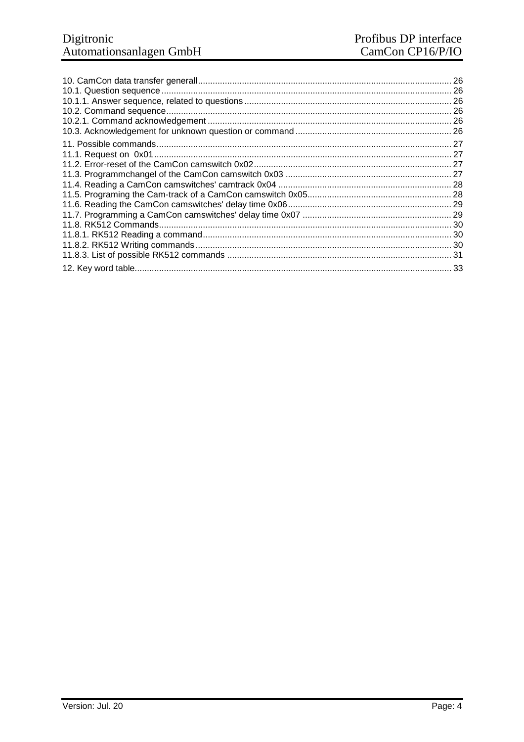10. CamCon data transfer generall ........ 26
10.1. Question sequence ........ 26
10.1.1. Answer sequence, related to questions ........ 26
10.2. Command sequence ........ 26
10.2.1. Command acknowledgement ........ 26
10.3. Acknowledgement for unknown question or command ........ 26
11. Possible commands ........ 27
11.1. Request on  0x01 ........ 27
11.2. Error-reset of the CamCon camswitch 0x02 ........ 27
11.3. Programmchangel of the CamCon camswitch 0x03 ........ 27
11.4. Reading a CamCon camswitches' camtrack 0x04 ........ 28
11.5. Programing the Cam-track of a CamCon camswitch 0x05 ........ 28
11.6. Reading the CamCon camswitches' delay time 0x06 ........ 29
11.7. Programming a CamCon camswitches' delay time 0x07 ........ 29
11.8. RK512 Commands ........ 30
11.8.1. RK512 Reading a command ........ 30
11.8.2. RK512 Writing commands ........ 30
11.8.3. List of possible RK512 commands ........ 31
12. Key word table ........ 33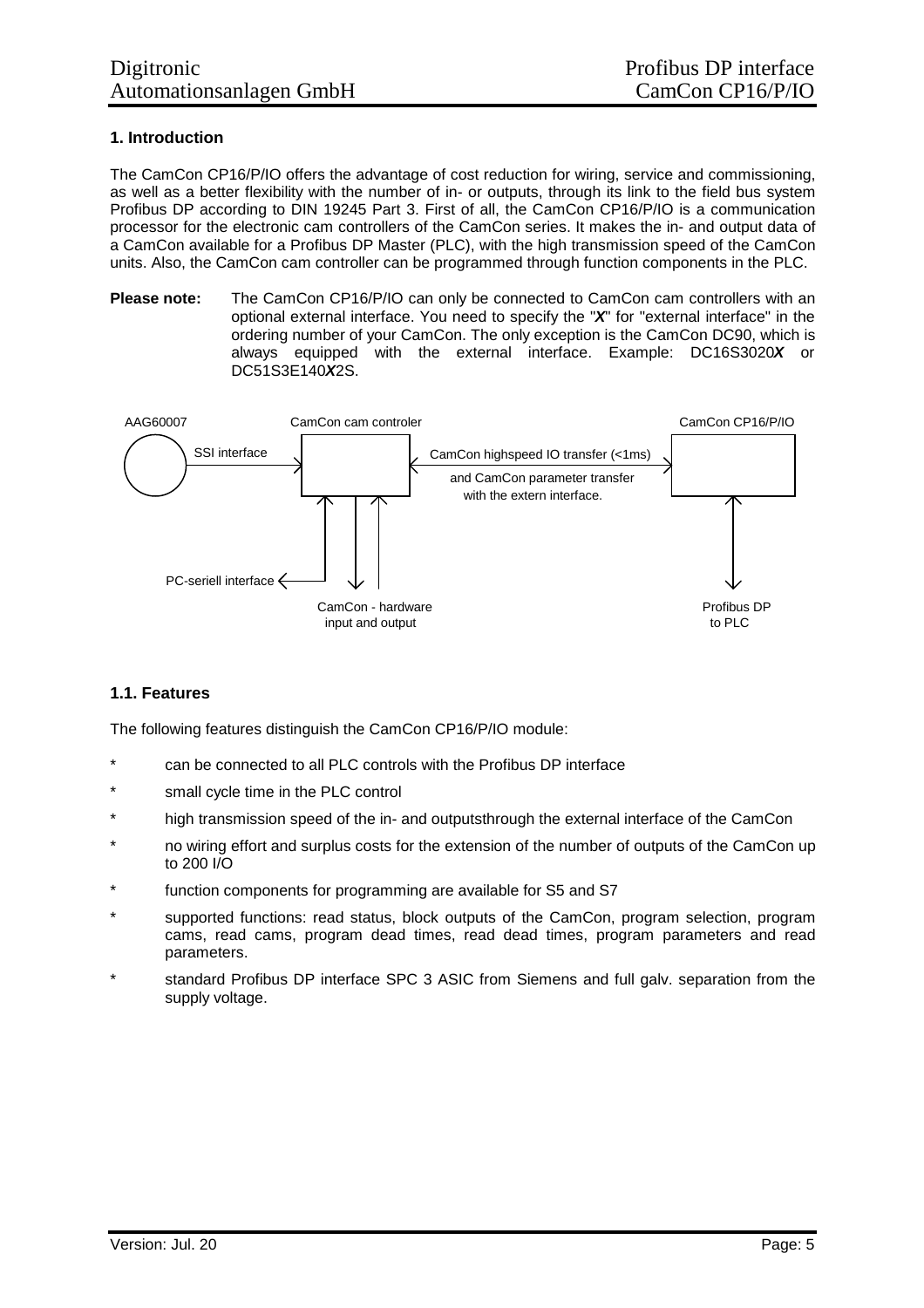## 1. Introduction

The CamCon CP16/P/IO offers the advantage of cost reduction for wiring, service and commissioning, as well as a better flexibility with the number of in- or outputs, through its link to the field bus system Profibus DP according to DIN 19245 Part 3. First of all, the CamCon CP16/P/IO is a communication processor for the electronic cam controllers of the CamCon series. It makes the in- and output data of a CamCon available for a Profibus DP Master (PLC), with the high transmission speed of the CamCon units. Also, the CamCon cam controller can be programmed through function components in the PLC.

**Please note:** The CamCon CP16/P/IO can only be connected to CamCon cam controllers with an optional external interface. You need to specify the "***X***" for "external interface" in the ordering number of your CamCon. The only exception is the CamCon DC90, which is always equipped with the external interface. Example: DC16S3020***X*** or DC51S3E140***X***2S.

AAG60007

SSI interface

CamCon cam controler

CamCon highspeed IO transfer (<1ms)

and CamCon parameter transfer with the extern interface.

CamCon CP16/P/IO

PC-seriell interface

CamCon - hardware input and output

Profibus DP to PLC

### 1.1. Features

The following features distinguish the CamCon CP16/P/IO module:

- can be connected to all PLC controls with the Profibus DP interface
- small cycle time in the PLC control
- high transmission speed of the in- and outputsthrough the external interface of the CamCon
- no wiring effort and surplus costs for the extension of the number of outputs of the CamCon up to 200 I/O
- function components for programming are available for S5 and S7
- supported functions: read status, block outputs of the CamCon, program selection, program cams, read cams, program dead times, read dead times, program parameters and read parameters.
- standard Profibus DP interface SPC 3 ASIC from Siemens and full galv. separation from the supply voltage.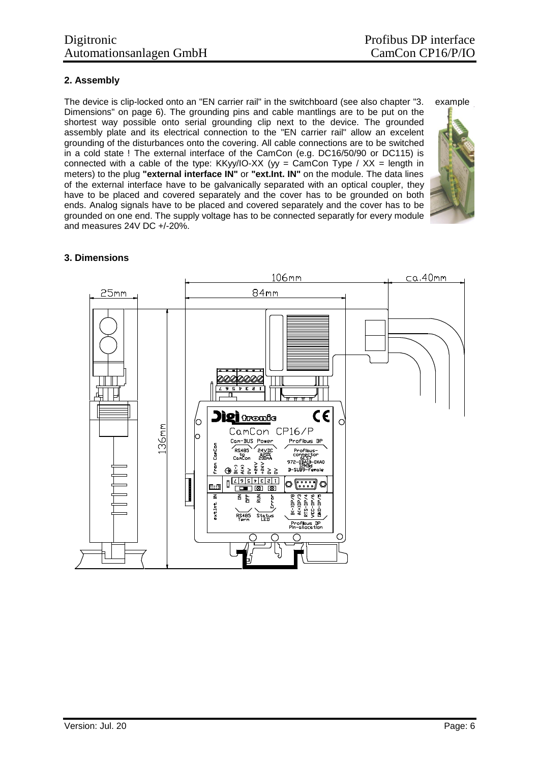## 2. Assembly

The device is clip-locked onto an "EN carrier rail" in the switchboard (see also chapter "3. Dimensions" on page 6). The grounding pins and cable mantlings are to be put on the shortest way possible onto serial grounding clip next to the device. The grounded assembly plate and its electrical connection to the "EN carrier rail" allow an excelent grounding of the disturbances onto the covering. All cable connections are to be switched in a cold state ! The external interface of the CamCon (e.g. DC16/50/90 or DC115) is connected with a cable of the type: KKyy/IO-XX (yy = CamCon Type / XX = length in meters) to the plug **"external interface IN"** or **"ext.Int. IN"** on the module. The data lines of the external interface have to be galvanically separated with an optical coupler, they have to be placed and covered separately and the cover has to be grounded on both ends. Analog signals have to be placed and covered separately and the cover has to be grounded on one end. The supply voltage has to be connected separatly for every module and measures 24V DC +/-20%.

example

## 3. Dimensions

106mm
ca.40mm
25mm
84mm
136mm

Digitronic
CamCon CP16/P
Cam-BUS Power
Profibus DP
RS485 to CamCon
24VDC ±20% 200mA
Profibus-connector 6ES7 972-0BA10-0XA0 12MBd D-SUB9-Female
from CamCon
B(-) A(+) 0V +24V +24V 0V 0V
7 6 5 4 3 2 1
ext.Int. IN
ON OFF
RUN Error
RS485 Term
Status LED
B(-)DP/8 A(+)DP/3 RTS-DP/4 VCC-DP/6 GND-DP/5
Profibus DP Pin-allocation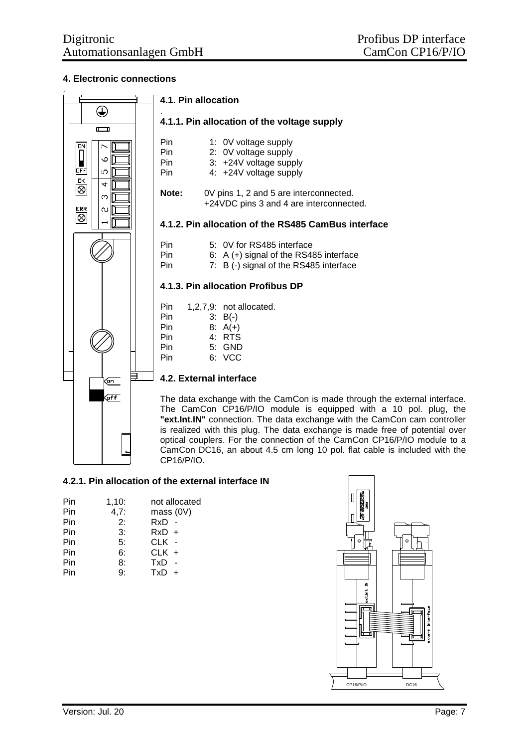## 4. Electronic connections

### 4.1. Pin allocation

#### 4.1.1. Pin allocation of the voltage supply

| | |
|---|---|
| Pin | 1: 0V voltage supply |
| Pin | 2: 0V voltage supply |
| Pin | 3: +24V voltage supply |
| Pin | 4: +24V voltage supply |

**Note:** 0V pins 1, 2 and 5 are interconnected.
+24VDC pins 3 and 4 are interconnected.

#### 4.1.2. Pin allocation of the RS485 CamBus interface

| | |
|---|---|
| Pin | 5: 0V for RS485 interface |
| Pin | 6: A (+) signal of the RS485 interface |
| Pin | 7: B (-) signal of the RS485 interface |

#### 4.1.3. Pin allocation Profibus DP

| | |
|---|---|
| Pin | 1,2,7,9: not allocated. |
| Pin | 3: B(-) |
| Pin | 8: A(+) |
| Pin | 4: RTS |
| Pin | 5: GND |
| Pin | 6: VCC |

### 4.2. External interface

The data exchange with the CamCon is made through the external interface. The CamCon CP16/P/IO module is equipped with a 10 pol. plug, the **"ext.Int.IN"** connection. The data exchange with the CamCon cam controller is realized with this plug. The data exchange is made free of potential over optical couplers. For the connection of the CamCon CP16/P/IO module to a CamCon DC16, an about 4.5 cm long 10 pol. flat cable is included with the CP16/P/IO.

#### 4.2.1. Pin allocation of the external interface IN

| | | |
|---|---|---|
| Pin | 1,10: | not allocated |
| Pin | 4,7: | mass (0V) |
| Pin | 2: | RxD - |
| Pin | 3: | RxD + |
| Pin | 5: | CLK - |
| Pin | 6: | CLK + |
| Pin | 8: | TxD - |
| Pin | 9: | TxD + |

ext.Int. IN
extern Interface
CP16/P/IO
DC16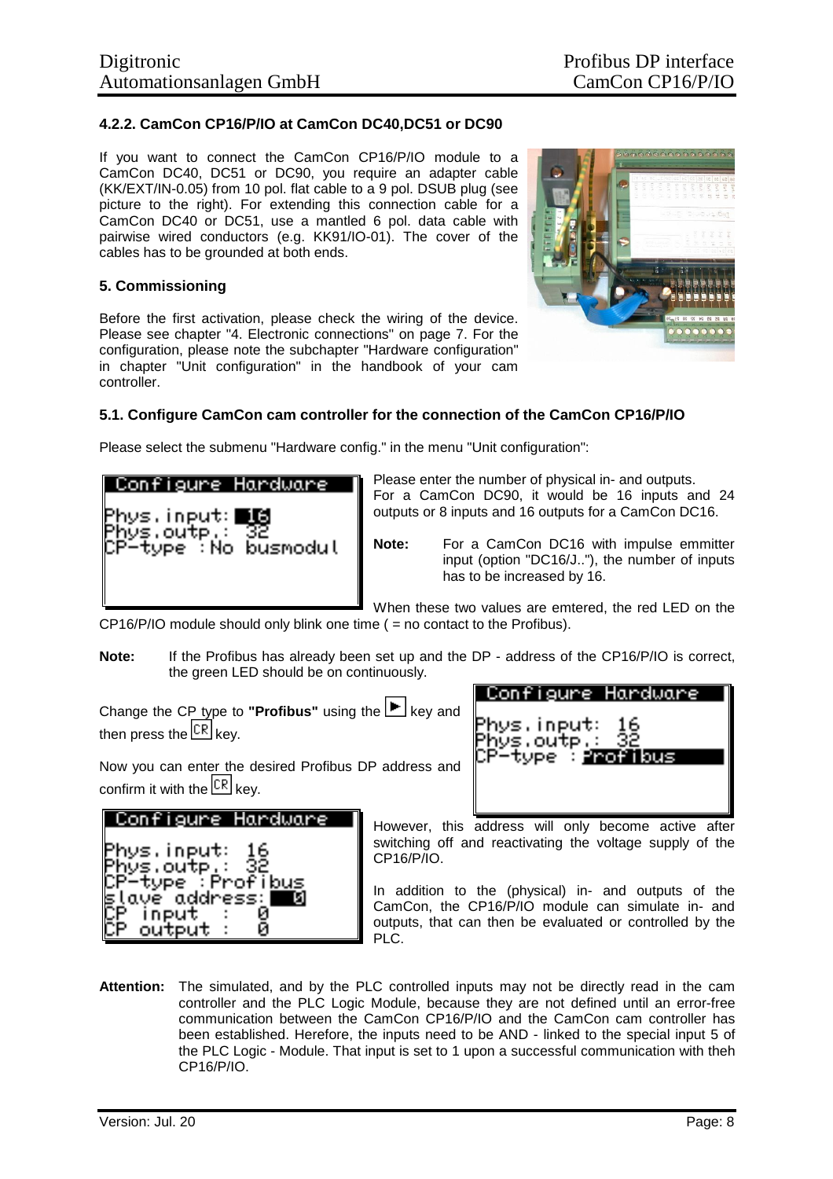### 4.2.2. CamCon CP16/P/IO at CamCon DC40,DC51 or DC90

If you want to connect the CamCon CP16/P/IO module to a CamCon DC40, DC51 or DC90, you require an adapter cable (KK/EXT/IN-0.05) from 10 pol. flat cable to a 9 pol. DSUB plug (see picture to the right). For extending this connection cable for a CamCon DC40 or DC51, use a mantled 6 pol. data cable with pairwise wired conductors (e.g. KK91/IO-01). The cover of the cables has to be grounded at both ends.

## 5. Commissioning

Before the first activation, please check the wiring of the device. Please see chapter "4. Electronic connections" on page 7. For the configuration, please note the subchapter "Hardware configuration" in chapter "Unit configuration" in the handbook of your cam controller.

### 5.1. Configure CamCon cam controller for the connection of the CamCon CP16/P/IO

Please select the submenu "Hardware config." in the menu "Unit configuration":

```
Configure Hardware

Phys.input: 16
Phys.outp.: 32
CP-type :No busmodul
```

Please enter the number of physical in- and outputs. For a CamCon DC90, it would be 16 inputs and 24 outputs or 8 inputs and 16 outputs for a CamCon DC16.

**Note:** For a CamCon DC16 with impulse emmitter input (option "DC16/J.."), the number of inputs has to be increased by 16.

When these two values are emtered, the red LED on the CP16/P/IO module should only blink one time ( = no contact to the Profibus).

**Note:** If the Profibus has already been set up and the DP - address of the CP16/P/IO is correct, the green LED should be on continuously.

Change the CP type to **"Profibus"** using the ► key and then press the CR key.

Now you can enter the desired Profibus DP address and confirm it with the CR key.

```
Configure Hardware

Phys.input: 16
Phys.outp.: 32
CP-type :Profibus
```

```
Configure Hardware

Phys.input: 16
Phys.outp.: 32
CP-type :Profibus
slave address: 0
CP input : 0
CP output : 0
```

However, this address will only become active after switching off and reactivating the voltage supply of the CP16/P/IO.

In addition to the (physical) in- and outputs of the CamCon, the CP16/P/IO module can simulate in- and outputs, that can then be evaluated or controlled by the PLC.

**Attention:** The simulated, and by the PLC controlled inputs may not be directly read in the cam controller and the PLC Logic Module, because they are not defined until an error-free communication between the CamCon CP16/P/IO and the CamCon cam controller has been established. Herefore, the inputs need to be AND - linked to the special input 5 of the PLC Logic - Module. That input is set to 1 upon a successful communication with theh CP16/P/IO.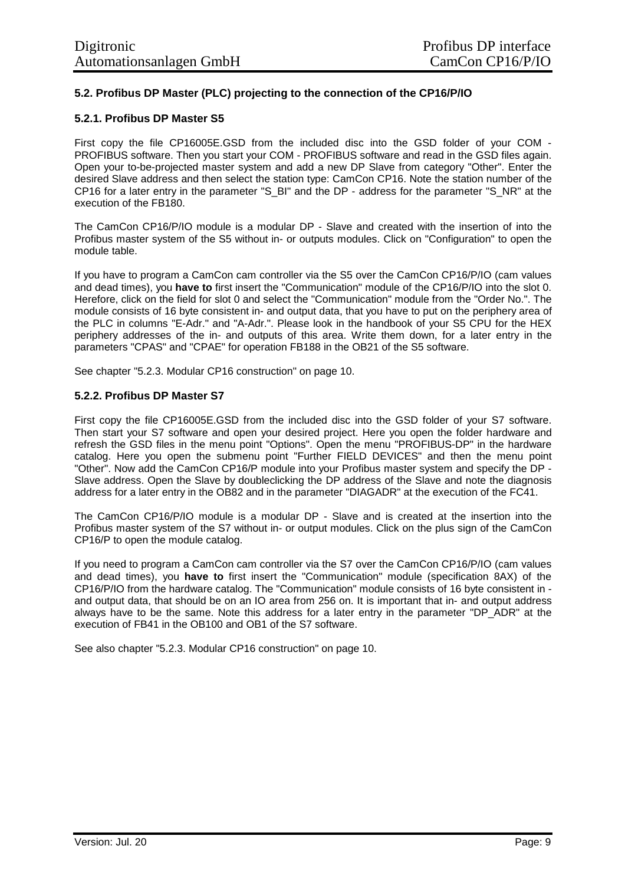## 5.2. Profibus DP Master (PLC) projecting to the connection of the CP16/P/IO

### 5.2.1. Profibus DP Master S5

First copy the file CP16005E.GSD from the included disc into the GSD folder of your COM - PROFIBUS software. Then you start your COM - PROFIBUS software and read in the GSD files again. Open your to-be-projected master system and add a new DP Slave from category "Other". Enter the desired Slave address and then select the station type: CamCon CP16. Note the station number of the CP16 for a later entry in the parameter "S_BI" and the DP - address for the parameter "S_NR" at the execution of the FB180.

The CamCon CP16/P/IO module is a modular DP - Slave and created with the insertion of into the Profibus master system of the S5 without in- or outputs modules. Click on "Configuration" to open the module table.

If you have to program a CamCon cam controller via the S5 over the CamCon CP16/P/IO (cam values and dead times), you **have to** first insert the "Communication" module of the CP16/P/IO into the slot 0. Herefore, click on the field for slot 0 and select the "Communication" module from the "Order No.". The module consists of 16 byte consistent in- and output data, that you have to put on the periphery area of the PLC in columns "E-Adr." and "A-Adr.". Please look in the handbook of your S5 CPU for the HEX periphery addresses of the in- and outputs of this area. Write them down, for a later entry in the parameters "CPAS" and "CPAE" for operation FB188 in the OB21 of the S5 software.

See chapter "5.2.3. Modular CP16 construction" on page 10.

### 5.2.2. Profibus DP Master S7

First copy the file CP16005E.GSD from the included disc into the GSD folder of your S7 software. Then start your S7 software and open your desired project. Here you open the folder hardware and refresh the GSD files in the menu point "Options". Open the menu "PROFIBUS-DP" in the hardware catalog. Here you open the submenu point "Further FIELD DEVICES" and then the menu point "Other". Now add the CamCon CP16/P module into your Profibus master system and specify the DP - Slave address. Open the Slave by doubleclicking the DP address of the Slave and note the diagnosis address for a later entry in the OB82 and in the parameter "DIAGADR" at the execution of the FC41.

The CamCon CP16/P/IO module is a modular DP - Slave and is created at the insertion into the Profibus master system of the S7 without in- or output modules. Click on the plus sign of the CamCon CP16/P to open the module catalog.

If you need to program a CamCon cam controller via the S7 over the CamCon CP16/P/IO (cam values and dead times), you **have to** first insert the "Communication" module (specification 8AX) of the CP16/P/IO from the hardware catalog. The "Communication" module consists of 16 byte consistent in - and output data, that should be on an IO area from 256 on. It is important that in- and output address always have to be the same. Note this address for a later entry in the parameter "DP_ADR" at the execution of FB41 in the OB100 and OB1 of the S7 software.

See also chapter "5.2.3. Modular CP16 construction" on page 10.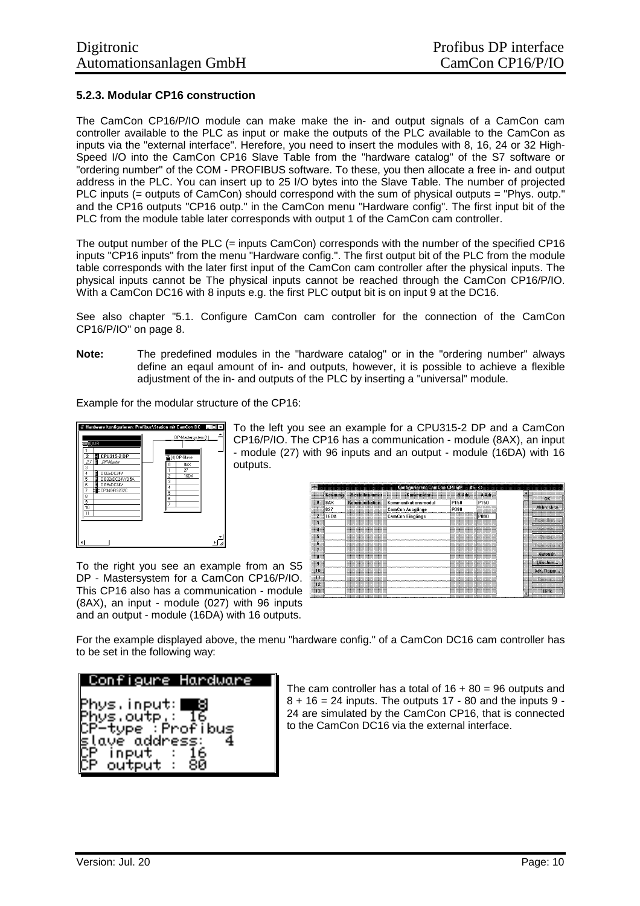### 5.2.3. Modular CP16 construction

The CamCon CP16/P/IO module can make make the in- and output signals of a CamCon cam controller available to the PLC as input or make the outputs of the PLC available to the CamCon as inputs via the "external interface". Herefore, you need to insert the modules with 8, 16, 24 or 32 High-Speed I/O into the CamCon CP16 Slave Table from the "hardware catalog" of the S7 software or "ordering number" of the COM - PROFIBUS software. To these, you then allocate a free in- and output address in the PLC. You can insert up to 25 I/O bytes into the Slave Table. The number of projected PLC inputs (= outputs of CamCon) should correspond with the sum of physical outputs = "Phys. outp." and the CP16 outputs "CP16 outp." in the CamCon menu "Hardware config". The first input bit of the PLC from the module table later corresponds with output 1 of the CamCon cam controller.

The output number of the PLC (= inputs CamCon) corresponds with the number of the specified CP16 inputs "CP16 inputs" from the menu "Hardware config.". The first output bit of the PLC from the module table corresponds with the later first input of the CamCon cam controller after the physical inputs. The physical inputs cannot be The physical inputs cannot be reached through the CamCon CP16/P/IO. With a CamCon DC16 with 8 inputs e.g. the first PLC output bit is on input 9 at the DC16.

See also chapter "5.1. Configure CamCon cam controller for the connection of the CamCon CP16/P/IO" on page 8.

**Note:** The predefined modules in the "hardware catalog" or in the "ordering number" always define an eqaul amount of in- and outputs, however, it is possible to achieve a flexible adjustment of the in- and outputs of the PLC by inserting a "universal" module.

Example for the modular structure of the CP16:

To the left you see an example for a CPU315-2 DP and a CamCon CP16/P/IO. The CP16 has a communication - module (8AX), an input - module (27) with 96 inputs and an output - module (16DA) with 16 outputs.

To the right you see an example from an S5 DP - Mastersystem for a CamCon CP16/P/IO. This CP16 also has a communication - module (8AX), an input - module (027) with 96 inputs and an output - module (16DA) with 16 outputs.

For the example displayed above, the menu "hardware config." of a CamCon DC16 cam controller has to be set in the following way:

Configure Hardware
Phys. input: 8
Phys. outp.: 16
CP-type : Profibus
slave address: 4
CP input : 16
CP output : 80

The cam controller has a total of 16 + 80 = 96 outputs and 8 + 16 = 24 inputs. The outputs 17 - 80 and the inputs 9 - 24 are simulated by the CamCon CP16, that is connected to the CamCon DC16 via the external interface.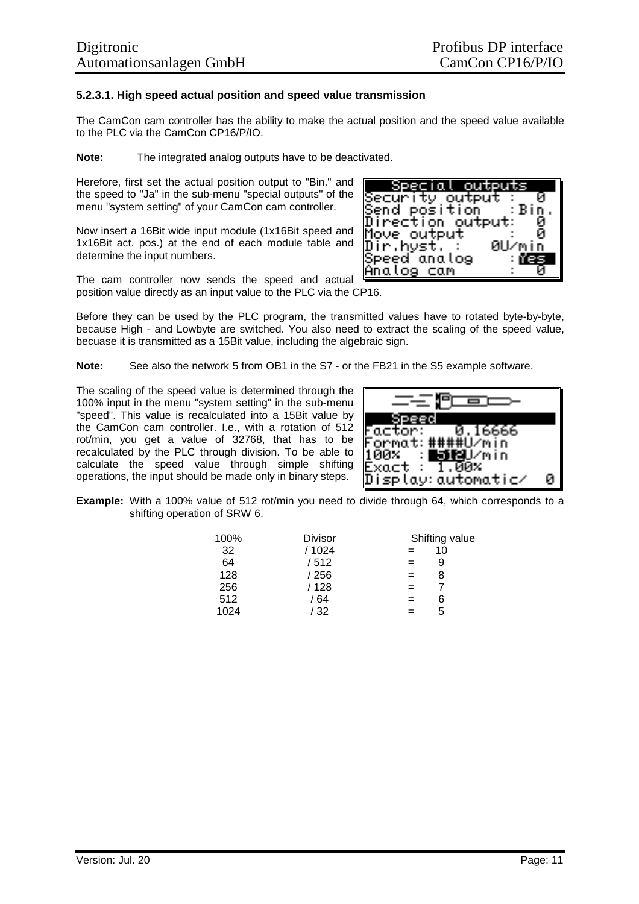### 5.2.3.1. High speed actual position and speed value transmission

The CamCon cam controller has the ability to make the actual position and the speed value available to the PLC via the CamCon CP16/P/IO.

**Note:** The integrated analog outputs have to be deactivated.

Herefore, first set the actual position output to "Bin." and the speed to "Ja" in the sub-menu "special outputs" of the menu "system setting" of your CamCon cam controller.

Now insert a 16Bit wide input module (1x16Bit speed and 1x16Bit act. pos.) at the end of each module table and determine the input numbers.

The cam controller now sends the speed and actual position value directly as an input value to the PLC via the CP16.

Special outputs
Security output : 0
Send position : Bin.
Direction output: 0
Move output : 0
Dir.hyst. : 0U/min
Speed analog : Yes
Analog cam : 0

Before they can be used by the PLC program, the transmitted values have to rotated byte-by-byte, because High - and Lowbyte are switched. You also need to extract the scaling of the speed value, becuase it is transmitted as a 15Bit value, including the algebraic sign.

**Note:** See also the network 5 from OB1 in the S7 - or the FB21 in the S5 example software.

The scaling of the speed value is determined through the 100% input in the menu "system setting" in the sub-menu "speed". This value is recalculated into a 15Bit value by the CamCon cam controller. I.e., with a rotation of 512 rot/min, you get a value of 32768, that has to be recalculated by the PLC through division. To be able to calculate the speed value through simple shifting operations, the input should be made only in binary steps.

Speed
Factor: 0.16666
Format: ####U/min
100% : 512U/min
Exact : 1.00%
Display: automatic/ 0

**Example:** With a 100% value of 512 rot/min you need to divide through 64, which corresponds to a shifting operation of SRW 6.

| 100% | Divisor | | Shifting value |
|---|---|---|---|
| 32 | / 1024 | = | 10 |
| 64 | / 512 | = | 9 |
| 128 | / 256 | = | 8 |
| 256 | / 128 | = | 7 |
| 512 | / 64 | = | 6 |
| 1024 | / 32 | = | 5 |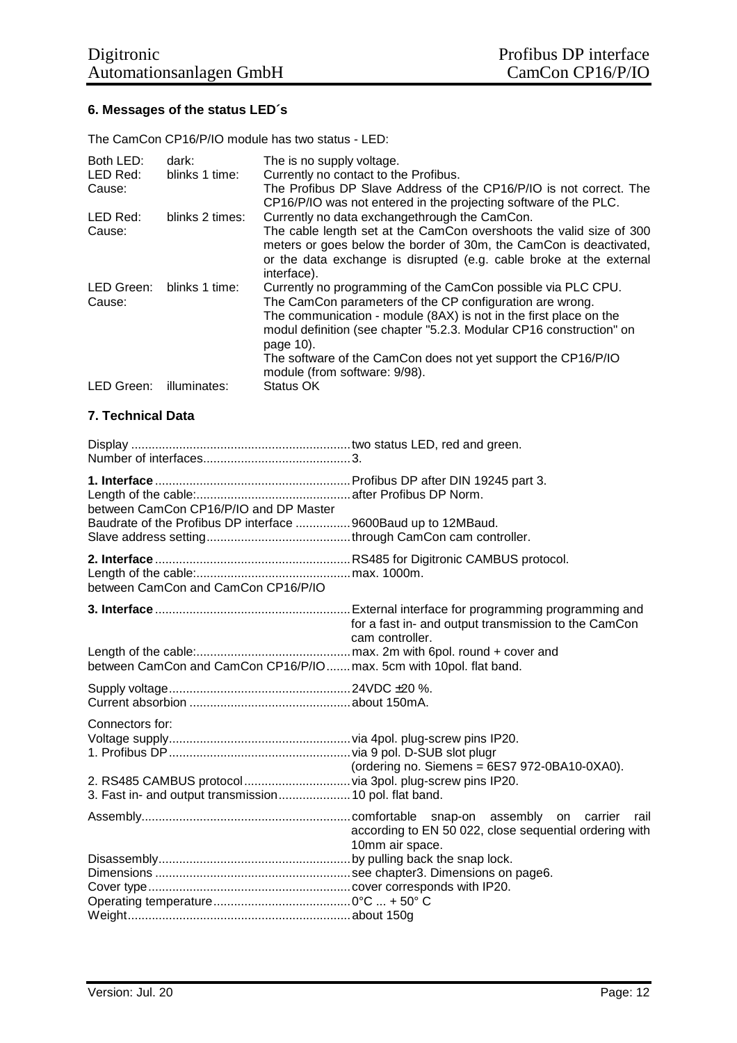### 6. Messages of the status LED´s

The CamCon CP16/P/IO module has two status - LED:

| | | |
|---|---|---|
| Both LED: | dark: | The is no supply voltage. |
| LED Red: | blinks 1 time: | Currently no contact to the Profibus. |
| Cause: | | The Profibus DP Slave Address of the CP16/P/IO is not correct. The CP16/P/IO was not entered in the projecting software of the PLC. |
| LED Red: | blinks 2 times: | Currently no data exchangethrough the CamCon. |
| Cause: | | The cable length set at the CamCon overshoots the valid size of 300 meters or goes below the border of 30m, the CamCon is deactivated, or the data exchange is disrupted (e.g. cable broke at the external interface). |
| LED Green: | blinks 1 time: | Currently no programming of the CamCon possible via PLC CPU. |
| Cause: | | The CamCon parameters of the CP configuration are wrong.<br>The communication - module (8AX) is not in the first place on the modul definition (see chapter "5.2.3. Modular CP16 construction" on page 10).<br>The software of the CamCon does not yet support the CP16/P/IO module (from software: 9/98). |
| LED Green: | illuminates: | Status OK |

### 7. Technical Data

| | |
|---|---|
| Display | two status LED, red and green. |
| Number of interfaces | 3. |
| **1. Interface** | Profibus DP after DIN 19245 part 3. |
| Length of the cable: between CamCon CP16/P/IO and DP Master | after Profibus DP Norm. |
| Baudrate of the Profibus DP interface | 9600Baud up to 12MBaud. |
| Slave address setting | through CamCon cam controller. |
| **2. Interface** | RS485 for Digitronic CAMBUS protocol. |
| Length of the cable: between CamCon and CamCon CP16/P/IO | max. 1000m. |
| **3. Interface** | External interface for programming programming and for a fast in- and output transmission to the CamCon cam controller. |
| Length of the cable: between CamCon and CamCon CP16/P/IO | max. 2m with 6pol. round + cover and max. 5cm with 10pol. flat band. |
| Supply voltage | 24VDC ±20 %. |
| Current absorbion | about 150mA. |
| Connectors for: | |
| Voltage supply | via 4pol. plug-screw pins IP20. |
| 1. Profibus DP | via 9 pol. D-SUB slot plugr (ordering no. Siemens = 6ES7 972-0BA10-0XA0). |
| 2. RS485 CAMBUS protocol | via 3pol. plug-screw pins IP20. |
| 3. Fast in- and output transmission | 10 pol. flat band. |
| Assembly | comfortable snap-on assembly on carrier rail according to EN 50 022, close sequential ordering with 10mm air space. |
| Disassembly | by pulling back the snap lock. |
| Dimensions | see chapter3. Dimensions on page6. |
| Cover type | cover corresponds with IP20. |
| Operating temperature | 0°C ... + 50° C |
| Weight | about 150g |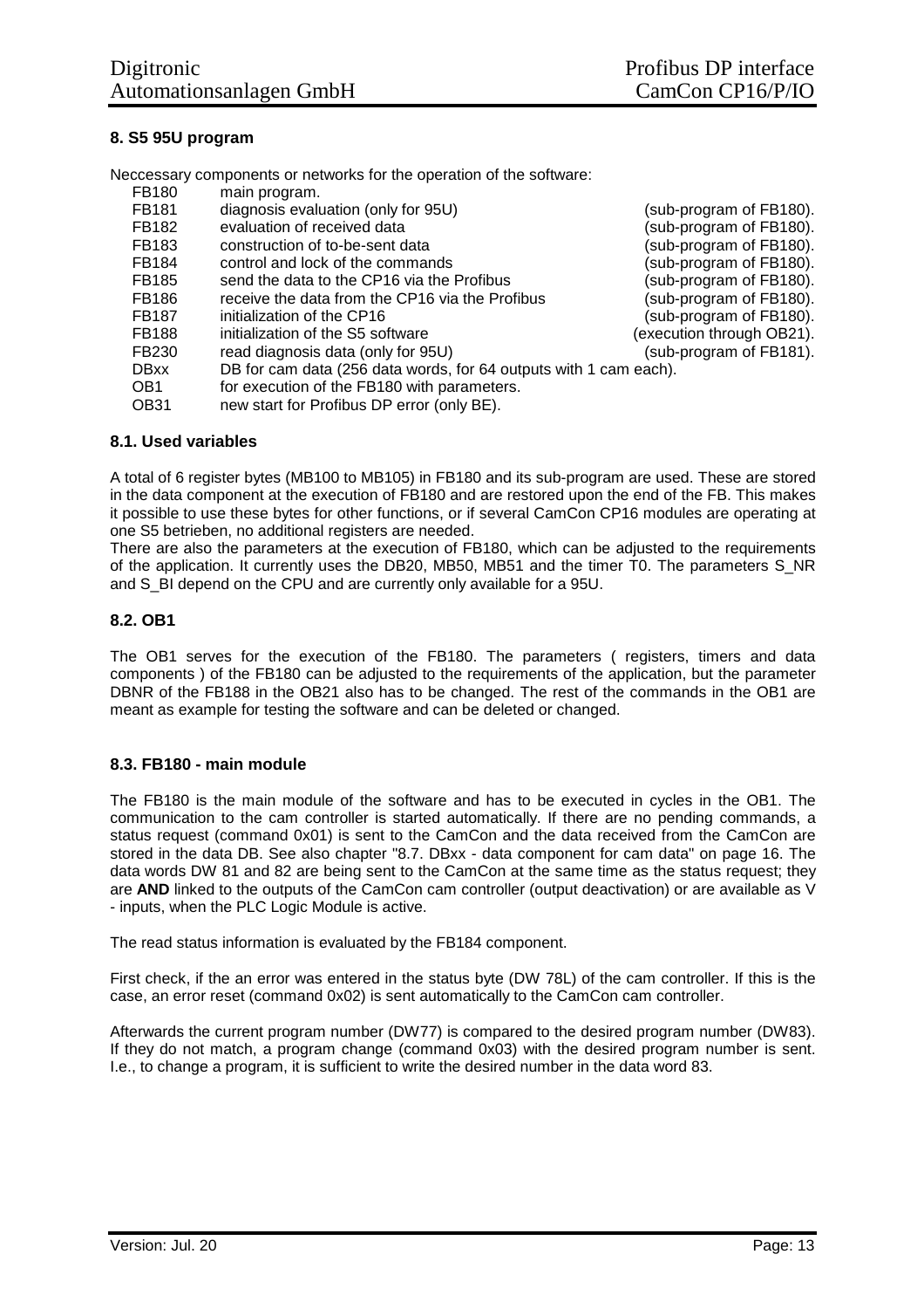## 8. S5 95U program

Neccessary components or networks for the operation of the software:

| | | |
|---|---|---|
| FB180 | main program. | |
| FB181 | diagnosis evaluation (only for 95U) | (sub-program of FB180). |
| FB182 | evaluation of received data | (sub-program of FB180). |
| FB183 | construction of to-be-sent data | (sub-program of FB180). |
| FB184 | control and lock of the commands | (sub-program of FB180). |
| FB185 | send the data to the CP16 via the Profibus | (sub-program of FB180). |
| FB186 | receive the data from the CP16 via the Profibus | (sub-program of FB180). |
| FB187 | initialization of the CP16 | (sub-program of FB180). |
| FB188 | initialization of the S5 software | (execution through OB21). |
| FB230 | read diagnosis data (only for 95U) | (sub-program of FB181). |
| DBxx | DB for cam data (256 data words, for 64 outputs with 1 cam each). | |
| OB1 | for execution of the FB180 with parameters. | |
| OB31 | new start for Profibus DP error (only BE). | |

### 8.1. Used variables

A total of 6 register bytes (MB100 to MB105) in FB180 and its sub-program are used. These are stored in the data component at the execution of FB180 and are restored upon the end of the FB. This makes it possible to use these bytes for other functions, or if several CamCon CP16 modules are operating at one S5 betrieben, no additional registers are needed.
There are also the parameters at the execution of FB180, which can be adjusted to the requirements of the application. It currently uses the DB20, MB50, MB51 and the timer T0. The parameters S_NR and S_BI depend on the CPU and are currently only available for a 95U.

### 8.2. OB1

The OB1 serves for the execution of the FB180. The parameters ( registers, timers and data components ) of the FB180 can be adjusted to the requirements of the application, but the parameter DBNR of the FB188 in the OB21 also has to be changed. The rest of the commands in the OB1 are meant as example for testing the software and can be deleted or changed.

### 8.3. FB180 - main module

The FB180 is the main module of the software and has to be executed in cycles in the OB1. The communication to the cam controller is started automatically. If there are no pending commands, a status request (command 0x01) is sent to the CamCon and the data received from the CamCon are stored in the data DB. See also chapter "8.7. DBxx - data component for cam data" on page 16. The data words DW 81 and 82 are being sent to the CamCon at the same time as the status request; they are **AND** linked to the outputs of the CamCon cam controller (output deactivation) or are available as V - inputs, when the PLC Logic Module is active.

The read status information is evaluated by the FB184 component.

First check, if the an error was entered in the status byte (DW 78L) of the cam controller. If this is the case, an error reset (command 0x02) is sent automatically to the CamCon cam controller.

Afterwards the current program number (DW77) is compared to the desired program number (DW83). If they do not match, a program change (command 0x03) with the desired program number is sent. I.e., to change a program, it is sufficient to write the desired number in the data word 83.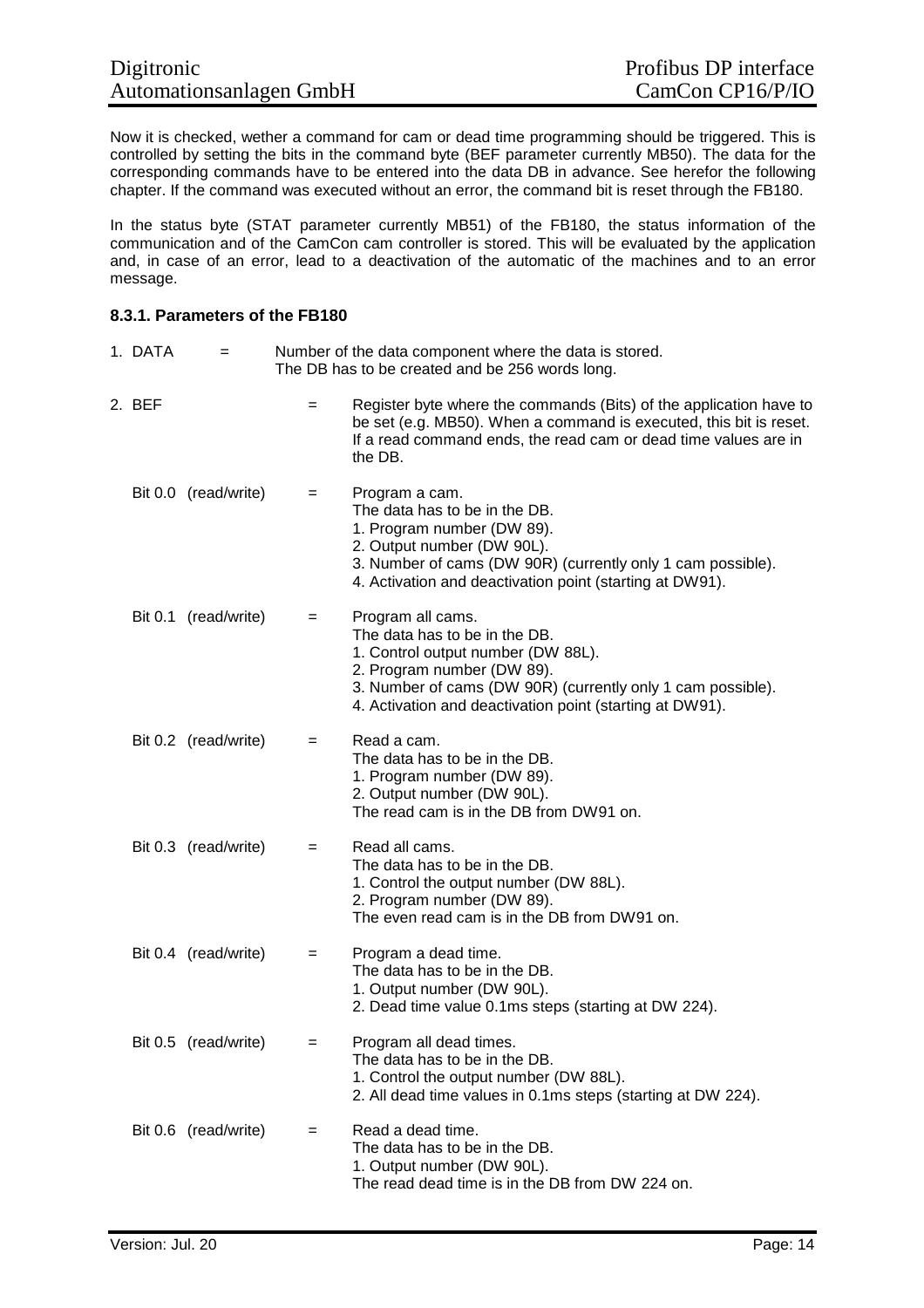Now it is checked, wether a command for cam or dead time programming should be triggered. This is controlled by setting the bits in the command byte (BEF parameter currently MB50). The data for the corresponding commands have to be entered into the data DB in advance. See herefor the following chapter. If the command was executed without an error, the command bit is reset through the FB180.

In the status byte (STAT parameter currently MB51) of the FB180, the status information of the communication and of the CamCon cam controller is stored. This will be evaluated by the application and, in case of an error, lead to a deactivation of the automatic of the machines and to an error message.

### 8.3.1. Parameters of the FB180

1. DATA = Number of the data component where the data is stored.
   The DB has to be created and be 256 words long.

2. BEF = Register byte where the commands (Bits) of the application have to be set (e.g. MB50). When a command is executed, this bit is reset. If a read command ends, the read cam or dead time values are in the DB.

   Bit 0.0 (read/write) = Program a cam.
   The data has to be in the DB.
   1. Program number (DW 89).
   2. Output number (DW 90L).
   3. Number of cams (DW 90R) (currently only 1 cam possible).
   4. Activation and deactivation point (starting at DW91).

   Bit 0.1 (read/write) = Program all cams.
   The data has to be in the DB.
   1. Control output number (DW 88L).
   2. Program number (DW 89).
   3. Number of cams (DW 90R) (currently only 1 cam possible).
   4. Activation and deactivation point (starting at DW91).

   Bit 0.2 (read/write) = Read a cam.
   The data has to be in the DB.
   1. Program number (DW 89).
   2. Output number (DW 90L).
   The read cam is in the DB from DW91 on.

   Bit 0.3 (read/write) = Read all cams.
   The data has to be in the DB.
   1. Control the output number (DW 88L).
   2. Program number (DW 89).
   The even read cam is in the DB from DW91 on.

   Bit 0.4 (read/write) = Program a dead time.
   The data has to be in the DB.
   1. Output number (DW 90L).
   2. Dead time value 0.1ms steps (starting at DW 224).

   Bit 0.5 (read/write) = Program all dead times.
   The data has to be in the DB.
   1. Control the output number (DW 88L).
   2. All dead time values in 0.1ms steps (starting at DW 224).

   Bit 0.6 (read/write) = Read a dead time.
   The data has to be in the DB.
   1. Output number (DW 90L).
   The read dead time is in the DB from DW 224 on.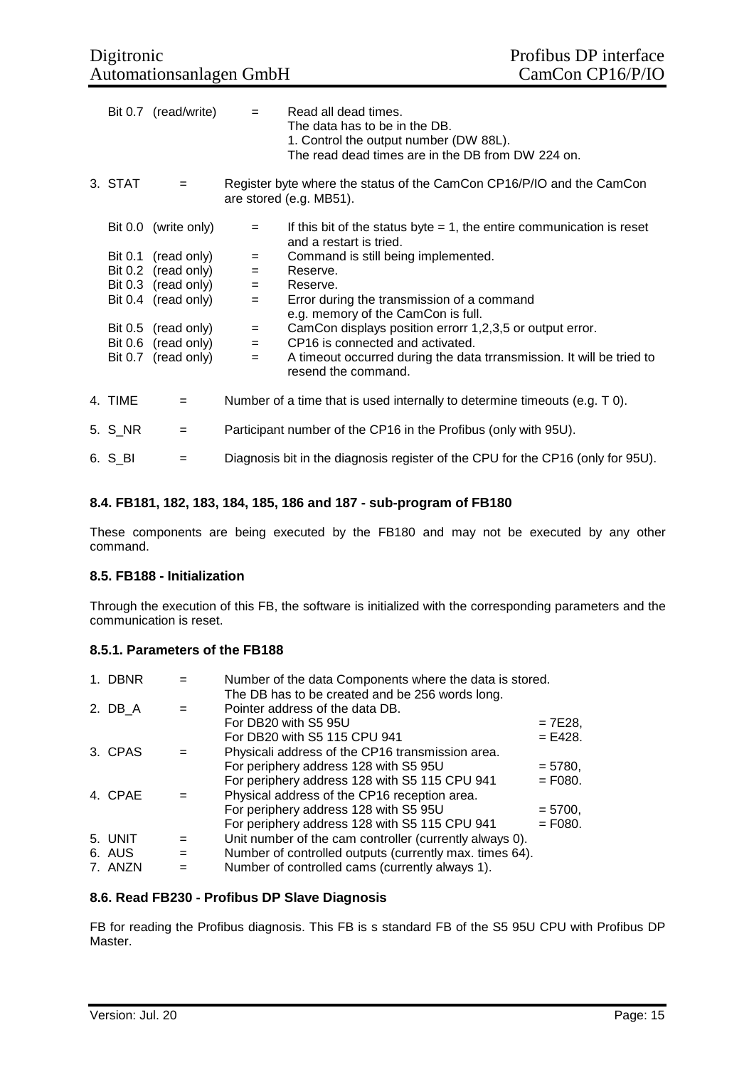Bit 0.7 (read/write) = Read all dead times.
The data has to be in the DB.
1. Control the output number (DW 88L).
The read dead times are in the DB from DW 224 on.

3. STAT = Register byte where the status of the CamCon CP16/P/IO and the CamCon are stored (e.g. MB51).

| | | | |
|---|---|---|---|
| Bit 0.0 | (write only) | = | If this bit of the status byte = 1, the entire communication is reset and a restart is tried. |
| Bit 0.1 | (read only) | = | Command is still being implemented. |
| Bit 0.2 | (read only) | = | Reserve. |
| Bit 0.3 | (read only) | = | Reserve. |
| Bit 0.4 | (read only) | = | Error during the transmission of a command e.g. memory of the CamCon is full. |
| Bit 0.5 | (read only) | = | CamCon displays position errorr 1,2,3,5 or output error. |
| Bit 0.6 | (read only) | = | CP16 is connected and activated. |
| Bit 0.7 | (read only) | = | A timeout occurred during the data trransmission. It will be tried to resend the command. |

4. TIME = Number of a time that is used internally to determine timeouts (e.g. T 0).

5. S_NR = Participant number of the CP16 in the Profibus (only with 95U).

6. S_BI = Diagnosis bit in the diagnosis register of the CPU for the CP16 (only for 95U).

### 8.4. FB181, 182, 183, 184, 185, 186 and 187 - sub-program of FB180

These components are being executed by the FB180 and may not be executed by any other command.

### 8.5. FB188 - Initialization

Through the execution of this FB, the software is initialized with the corresponding parameters and the communication is reset.

#### 8.5.1. Parameters of the FB188

| | | | |
|---|---|---|---|
| 1. DBNR | = | Number of the data Components where the data is stored. The DB has to be created and be 256 words long. | |
| 2. DB_A | = | Pointer address of the data DB. | |
| | | For DB20 with S5 95U | = 7E28, |
| | | For DB20 with S5 115 CPU 941 | = E428. |
| 3. CPAS | = | Physicali address of the CP16 transmission area. | |
| | | For periphery address 128 with S5 95U | = 5780, |
| | | For periphery address 128 with S5 115 CPU 941 | = F080. |
| 4. CPAE | = | Physical address of the CP16 reception area. | |
| | | For periphery address 128 with S5 95U | = 5700, |
| | | For periphery address 128 with S5 115 CPU 941 | = F080. |
| 5. UNIT | = | Unit number of the cam controller (currently always 0). | |
| 6. AUS | = | Number of controlled outputs (currently max. times 64). | |
| 7. ANZN | = | Number of controlled cams (currently always 1). | |

### 8.6. Read FB230 - Profibus DP Slave Diagnosis

FB for reading the Profibus diagnosis. This FB is s standard FB of the S5 95U CPU with Profibus DP Master.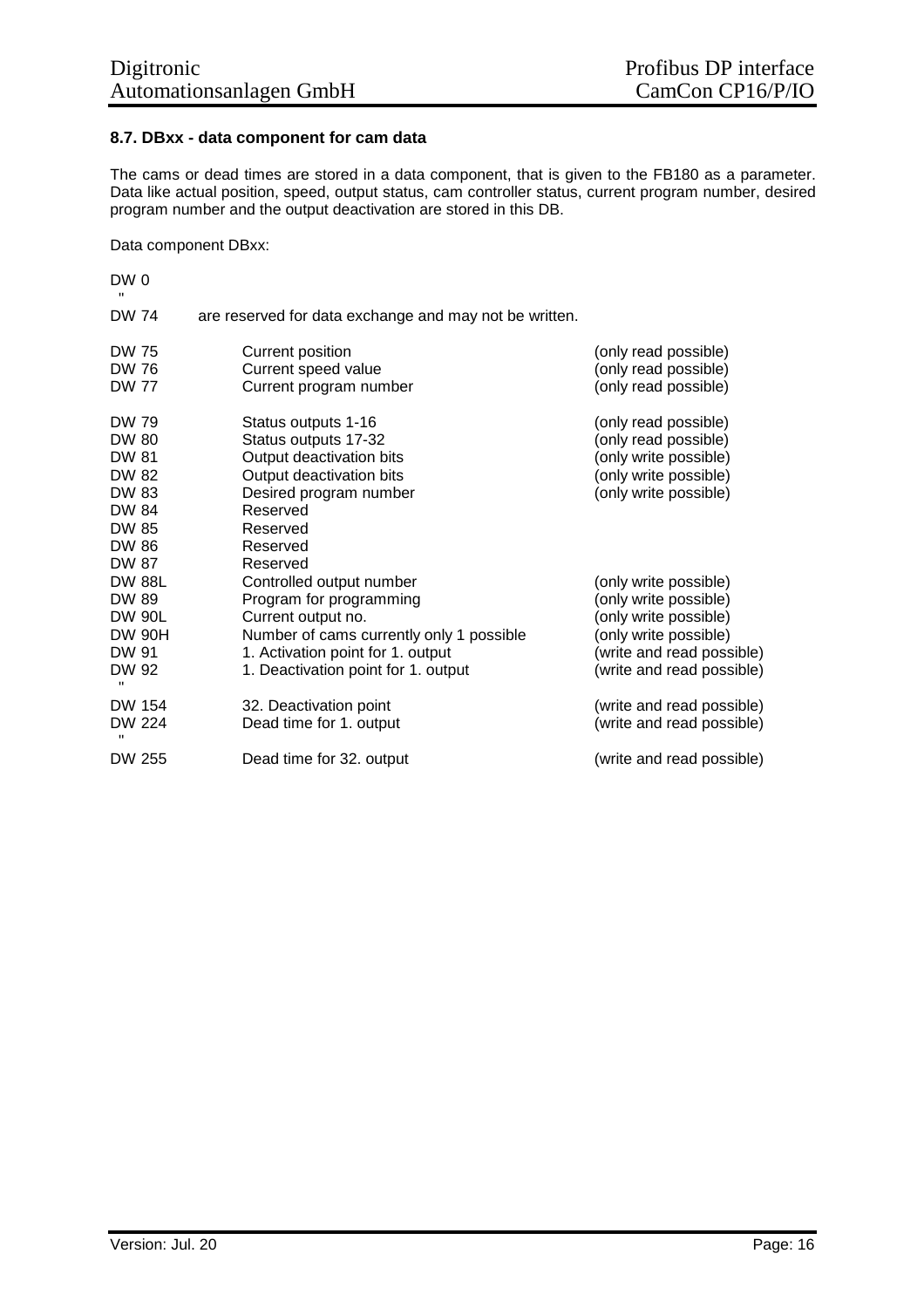### 8.7. DBxx - data component for cam data

The cams or dead times are stored in a data component, that is given to the FB180 as a parameter. Data like actual position, speed, output status, cam controller status, current program number, desired program number and the output deactivation are stored in this DB.

Data component DBxx:

DW 0
"
DW 74 are reserved for data exchange and may not be written.

| | | |
|---|---|---|
| DW 75 | Current position | (only read possible) |
| DW 76 | Current speed value | (only read possible) |
| DW 77 | Current program number | (only read possible) |
| DW 79 | Status outputs 1-16 | (only read possible) |
| DW 80 | Status outputs 17-32 | (only read possible) |
| DW 81 | Output deactivation bits | (only write possible) |
| DW 82 | Output deactivation bits | (only write possible) |
| DW 83 | Desired program number | (only write possible) |
| DW 84 | Reserved | |
| DW 85 | Reserved | |
| DW 86 | Reserved | |
| DW 87 | Reserved | |
| DW 88L | Controlled output number | (only write possible) |
| DW 89 | Program for programming | (only write possible) |
| DW 90L | Current output no. | (only write possible) |
| DW 90H | Number of cams currently only 1 possible | (only write possible) |
| DW 91 | 1. Activation point for 1. output | (write and read possible) |
| DW 92 | 1. Deactivation point for 1. output | (write and read possible) |
| " | | |
| DW 154 | 32. Deactivation point | (write and read possible) |
| DW 224 | Dead time for 1. output | (write and read possible) |
| " | | |
| DW 255 | Dead time for 32. output | (write and read possible) |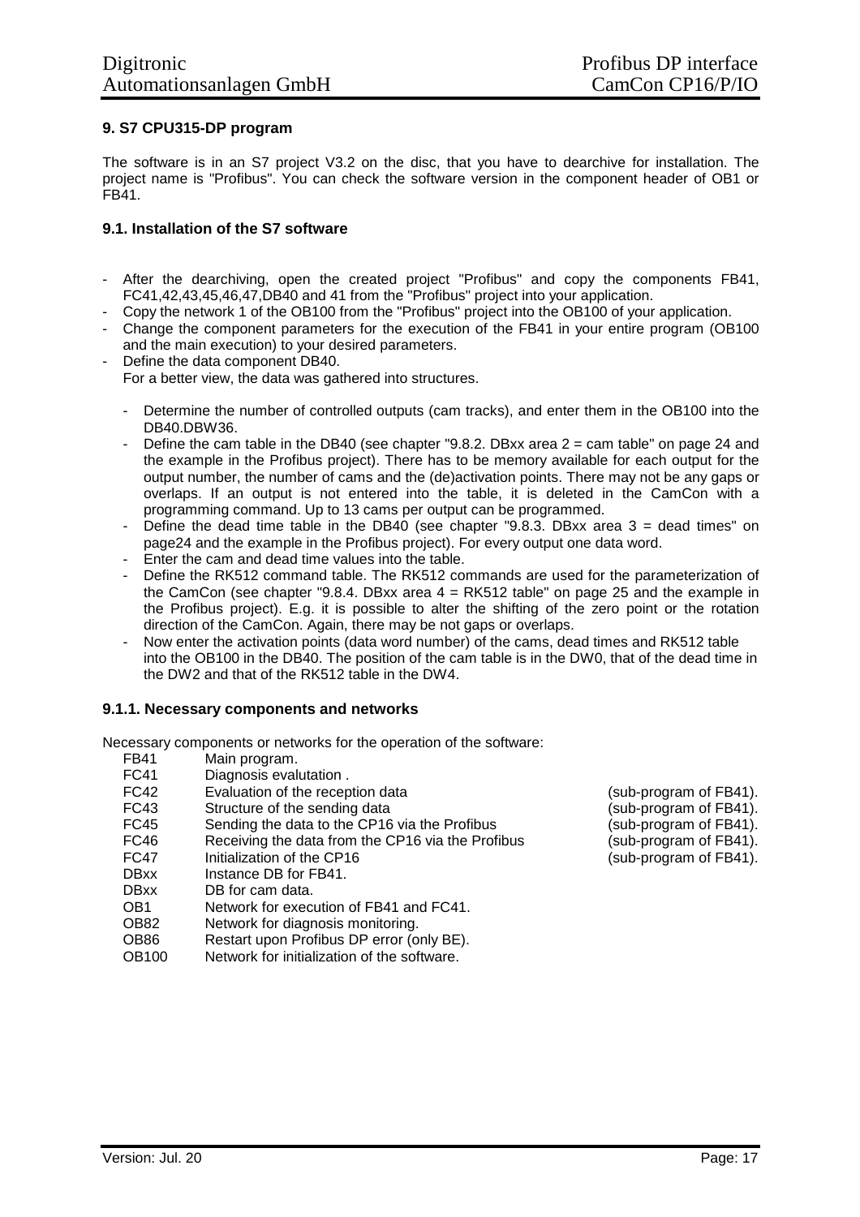## 9. S7 CPU315-DP program

The software is in an S7 project V3.2 on the disc, that you have to dearchive for installation. The project name is "Profibus". You can check the software version in the component header of OB1 or FB41.

### 9.1. Installation of the S7 software

- After the dearchiving, open the created project "Profibus" and copy the components FB41, FC41,42,43,45,46,47,DB40 and 41 from the "Profibus" project into your application.
- Copy the network 1 of the OB100 from the "Profibus" project into the OB100 of your application.
- Change the component parameters for the execution of the FB41 in your entire program (OB100 and the main execution) to your desired parameters.
- Define the data component DB40.
  For a better view, the data was gathered into structures.
  - Determine the number of controlled outputs (cam tracks), and enter them in the OB100 into the DB40.DBW36.
  - Define the cam table in the DB40 (see chapter "9.8.2. DBxx area 2 = cam table" on page 24 and the example in the Profibus project). There has to be memory available for each output for the output number, the number of cams and the (de)activation points. There may not be any gaps or overlaps. If an output is not entered into the table, it is deleted in the CamCon with a programming command. Up to 13 cams per output can be programmed.
  - Define the dead time table in the DB40 (see chapter "9.8.3. DBxx area 3 = dead times" on page24 and the example in the Profibus project). For every output one data word.
  - Enter the cam and dead time values into the table.
  - Define the RK512 command table. The RK512 commands are used for the parameterization of the CamCon (see chapter "9.8.4. DBxx area 4 = RK512 table" on page 25 and the example in the Profibus project). E.g. it is possible to alter the shifting of the zero point or the rotation direction of the CamCon. Again, there may be not gaps or overlaps.
  - Now enter the activation points (data word number) of the cams, dead times and RK512 table into the OB100 in the DB40. The position of the cam table is in the DW0, that of the dead time in the DW2 and that of the RK512 table in the DW4.

#### 9.1.1. Necessary components and networks

Necessary components or networks for the operation of the software:

| | | |
|---|---|---|
| FB41 | Main program. | |
| FC41 | Diagnosis evalutation . | |
| FC42 | Evaluation of the reception data | (sub-program of FB41). |
| FC43 | Structure of the sending data | (sub-program of FB41). |
| FC45 | Sending the data to the CP16 via the Profibus | (sub-program of FB41). |
| FC46 | Receiving the data from the CP16 via the Profibus | (sub-program of FB41). |
| FC47 | Initialization of the CP16 | (sub-program of FB41). |
| DBxx | Instance DB for FB41. | |
| DBxx | DB for cam data. | |
| OB1 | Network for execution of FB41 and FC41. | |
| OB82 | Network for diagnosis monitoring. | |
| OB86 | Restart upon Profibus DP error (only BE). | |
| OB100 | Network for initialization of the software. | |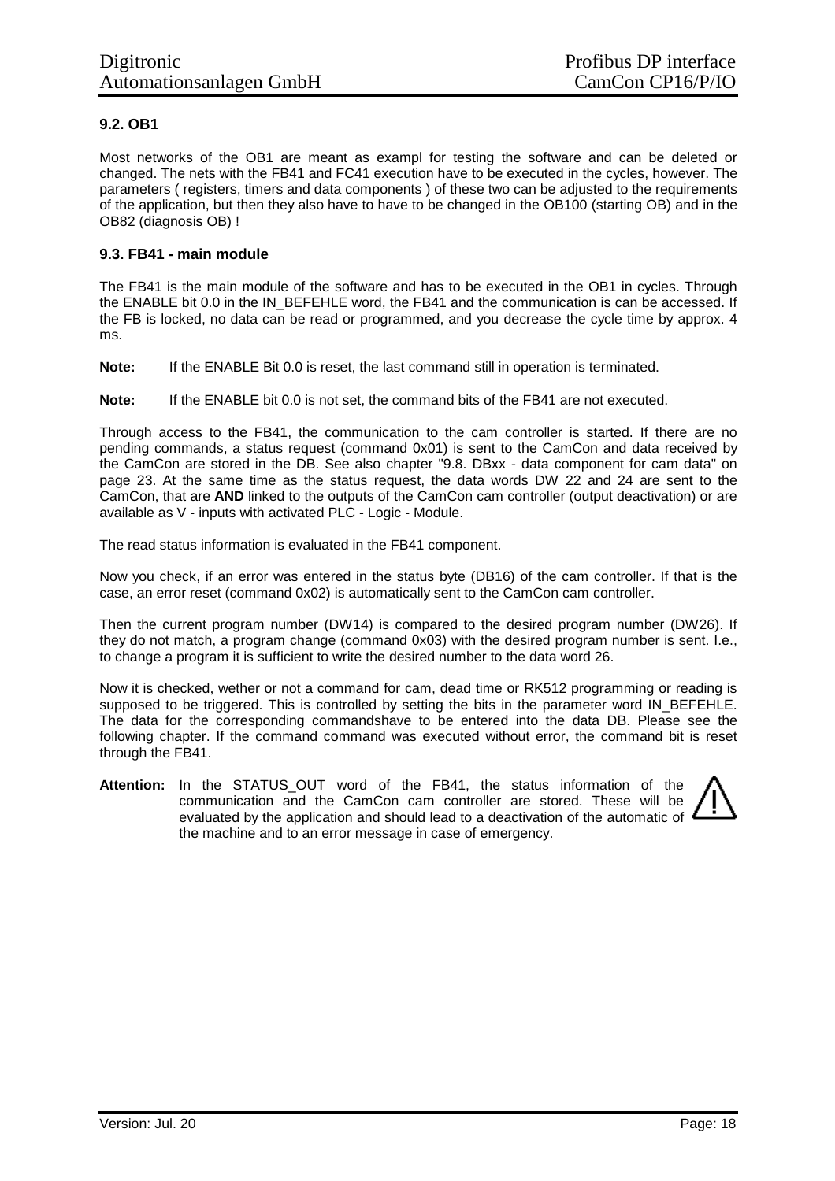### 9.2. OB1

Most networks of the OB1 are meant as exampl for testing the software and can be deleted or changed. The nets with the FB41 and FC41 execution have to be executed in the cycles, however. The parameters ( registers, timers and data components ) of these two can be adjusted to the requirements of the application, but then they also have to have to be changed in the OB100 (starting OB) and in the OB82 (diagnosis OB) !

### 9.3. FB41 - main module

The FB41 is the main module of the software and has to be executed in the OB1 in cycles. Through the ENABLE bit 0.0 in the IN_BEFEHLE word, the FB41 and the communication is can be accessed. If the FB is locked, no data can be read or programmed, and you decrease the cycle time by approx. 4 ms.

**Note:** If the ENABLE Bit 0.0 is reset, the last command still in operation is terminated.

**Note:** If the ENABLE bit 0.0 is not set, the command bits of the FB41 are not executed.

Through access to the FB41, the communication to the cam controller is started. If there are no pending commands, a status request (command 0x01) is sent to the CamCon and data received by the CamCon are stored in the DB. See also chapter "9.8. DBxx - data component for cam data" on page 23. At the same time as the status request, the data words DW 22 and 24 are sent to the CamCon, that are **AND** linked to the outputs of the CamCon cam controller (output deactivation) or are available as V - inputs with activated PLC - Logic - Module.

The read status information is evaluated in the FB41 component.

Now you check, if an error was entered in the status byte (DB16) of the cam controller. If that is the case, an error reset (command 0x02) is automatically sent to the CamCon cam controller.

Then the current program number (DW14) is compared to the desired program number (DW26). If they do not match, a program change (command 0x03) with the desired program number is sent. I.e., to change a program it is sufficient to write the desired number to the data word 26.

Now it is checked, wether or not a command for cam, dead time or RK512 programming or reading is supposed to be triggered. This is controlled by setting the bits in the parameter word IN_BEFEHLE. The data for the corresponding commandshave to be entered into the data DB. Please see the following chapter. If the command command was executed without error, the command bit is reset through the FB41.

**Attention:** In the STATUS_OUT word of the FB41, the status information of the communication and the CamCon cam controller are stored. These will be evaluated by the application and should lead to a deactivation of the automatic of the machine and to an error message in case of emergency.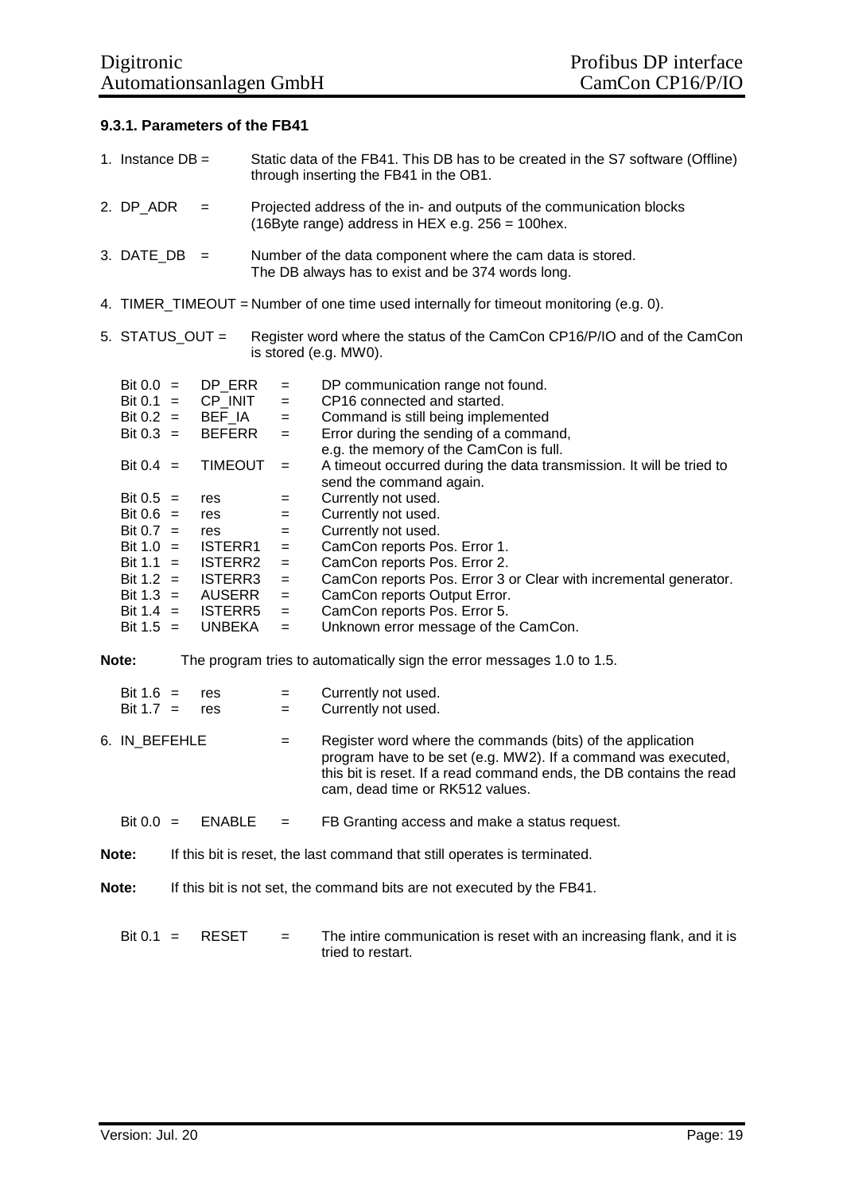### 9.3.1. Parameters of the FB41

1. Instance DB = Static data of the FB41. This DB has to be created in the S7 software (Offline) through inserting the FB41 in the OB1.
2. DP_ADR = Projected address of the in- and outputs of the communication blocks (16Byte range) address in HEX e.g. 256 = 100hex.
3. DATE_DB = Number of the data component where the cam data is stored. The DB always has to exist and be 374 words long.
4. TIMER_TIMEOUT = Number of one time used internally for timeout monitoring (e.g. 0).
5. STATUS_OUT = Register word where the status of the CamCon CP16/P/IO and of the CamCon is stored (e.g. MW0).

| | | | |
|---|---|---|---|
| Bit 0.0 = | DP_ERR | = | DP communication range not found. |
| Bit 0.1 = | CP_INIT | = | CP16 connected and started. |
| Bit 0.2 = | BEF_IA | = | Command is still being implemented |
| Bit 0.3 = | BEFERR | = | Error during the sending of a command, e.g. the memory of the CamCon is full. |
| Bit 0.4 = | TIMEOUT | = | A timeout occurred during the data transmission. It will be tried to send the command again. |
| Bit 0.5 = | res | = | Currently not used. |
| Bit 0.6 = | res | = | Currently not used. |
| Bit 0.7 = | res | = | Currently not used. |
| Bit 1.0 = | ISTERR1 | = | CamCon reports Pos. Error 1. |
| Bit 1.1 = | ISTERR2 | = | CamCon reports Pos. Error 2. |
| Bit 1.2 = | ISTERR3 | = | CamCon reports Pos. Error 3 or Clear with incremental generator. |
| Bit 1.3 = | AUSERR | = | CamCon reports Output Error. |
| Bit 1.4 = | ISTERR5 | = | CamCon reports Pos. Error 5. |
| Bit 1.5 = | UNBEKA | = | Unknown error message of the CamCon. |

**Note:** The program tries to automatically sign the error messages 1.0 to 1.5.

| | | | |
|---|---|---|---|
| Bit 1.6 = | res | = | Currently not used. |
| Bit 1.7 = | res | = | Currently not used. |

6. IN_BEFEHLE = Register word where the commands (bits) of the application program have to be set (e.g. MW2). If a command was executed, this bit is reset. If a read command ends, the DB contains the read cam, dead time or RK512 values.

Bit 0.0 = ENABLE = FB Granting access and make a status request.

**Note:** If this bit is reset, the last command that still operates is terminated.

**Note:** If this bit is not set, the command bits are not executed by the FB41.

Bit 0.1 = RESET = The intire communication is reset with an increasing flank, and it is tried to restart.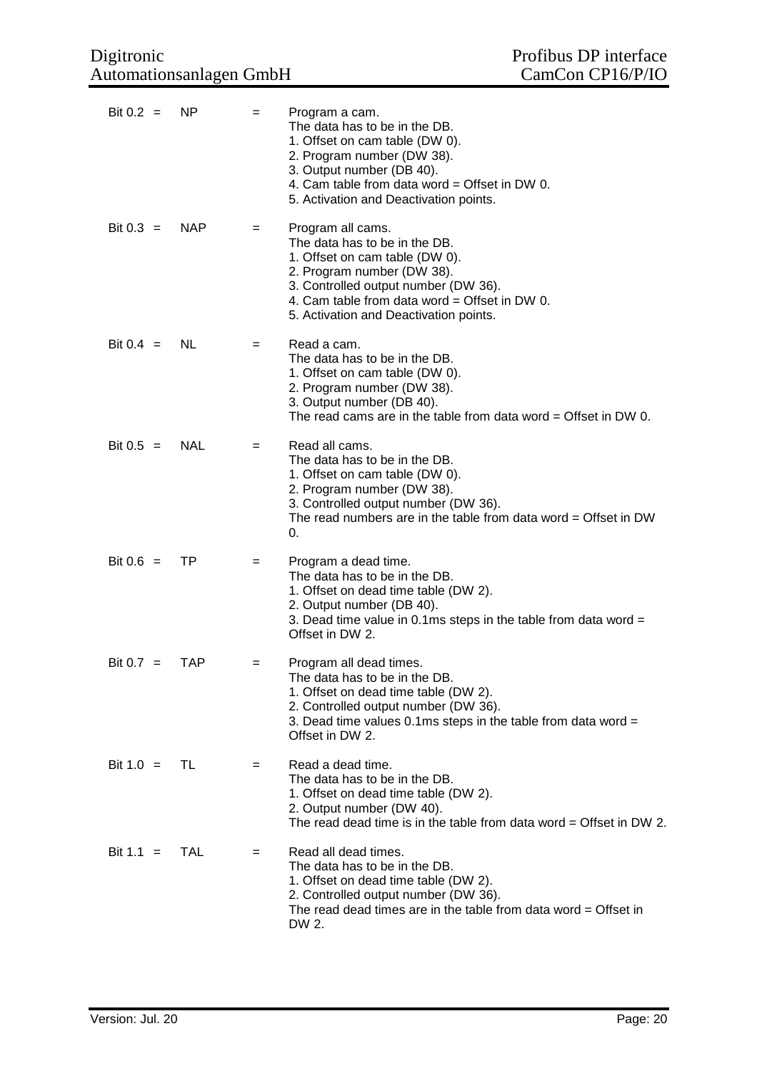Bit 0.2 = NP = Program a cam.
The data has to be in the DB.
1. Offset on cam table (DW 0).
2. Program number (DW 38).
3. Output number (DB 40).
4. Cam table from data word = Offset in DW 0.
5. Activation and Deactivation points.

Bit 0.3 = NAP = Program all cams.
The data has to be in the DB.
1. Offset on cam table (DW 0).
2. Program number (DW 38).
3. Controlled output number (DW 36).
4. Cam table from data word = Offset in DW 0.
5. Activation and Deactivation points.

Bit 0.4 = NL = Read a cam.
The data has to be in the DB.
1. Offset on cam table (DW 0).
2. Program number (DW 38).
3. Output number (DB 40).
The read cams are in the table from data word = Offset in DW 0.

Bit 0.5 = NAL = Read all cams.
The data has to be in the DB.
1. Offset on cam table (DW 0).
2. Program number (DW 38).
3. Controlled output number (DW 36).
The read numbers are in the table from data word = Offset in DW 0.

Bit 0.6 = TP = Program a dead time.
The data has to be in the DB.
1. Offset on dead time table (DW 2).
2. Output number (DB 40).
3. Dead time value in 0.1ms steps in the table from data word = Offset in DW 2.

Bit 0.7 = TAP = Program all dead times.
The data has to be in the DB.
1. Offset on dead time table (DW 2).
2. Controlled output number (DW 36).
3. Dead time values 0.1ms steps in the table from data word = Offset in DW 2.

Bit 1.0 = TL = Read a dead time.
The data has to be in the DB.
1. Offset on dead time table (DW 2).
2. Output number (DW 40).
The read dead time is in the table from data word = Offset in DW 2.

Bit 1.1 = TAL = Read all dead times.
The data has to be in the DB.
1. Offset on dead time table (DW 2).
2. Controlled output number (DW 36).
The read dead times are in the table from data word = Offset in DW 2.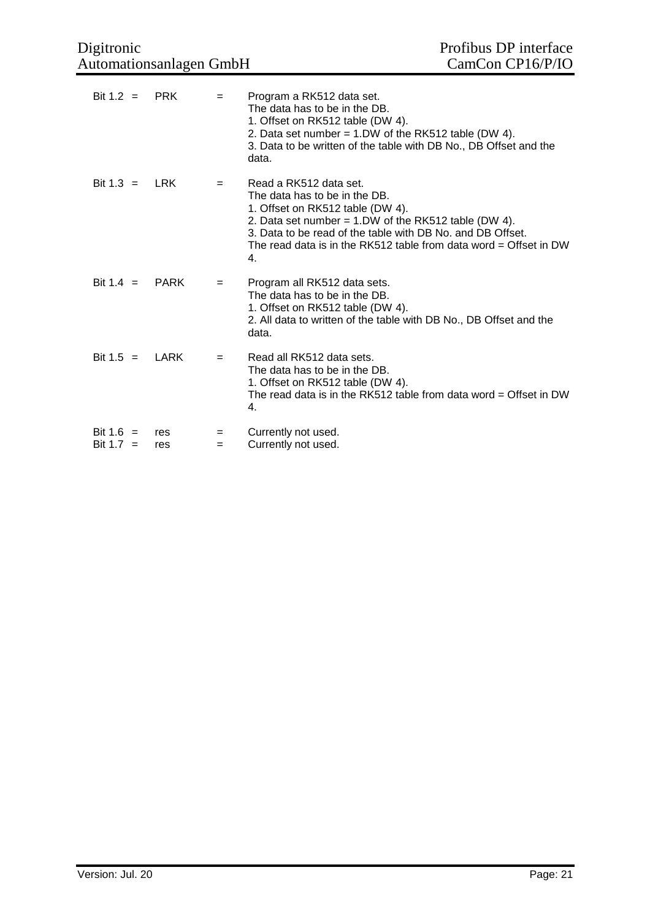| | | | |
|---|---|---|---|
| Bit 1.2 = | PRK | = | Program a RK512 data set.<br>The data has to be in the DB.<br>1. Offset on RK512 table (DW 4).<br>2. Data set number = 1.DW of the RK512 table (DW 4).<br>3. Data to be written of the table with DB No., DB Offset and the data. |
| Bit 1.3 = | LRK | = | Read a RK512 data set.<br>The data has to be in the DB.<br>1. Offset on RK512 table (DW 4).<br>2. Data set number = 1.DW of the RK512 table (DW 4).<br>3. Data to be read of the table with DB No. and DB Offset.<br>The read data is in the RK512 table from data word = Offset in DW 4. |
| Bit 1.4 = | PARK | = | Program all RK512 data sets.<br>The data has to be in the DB.<br>1. Offset on RK512 table (DW 4).<br>2. All data to written of the table with DB No., DB Offset and the data. |
| Bit 1.5 = | LARK | = | Read all RK512 data sets.<br>The data has to be in the DB.<br>1. Offset on RK512 table (DW 4).<br>The read data is in the RK512 table from data word = Offset in DW 4. |
| Bit 1.6 = | res | = | Currently not used. |
| Bit 1.7 = | res | = | Currently not used. |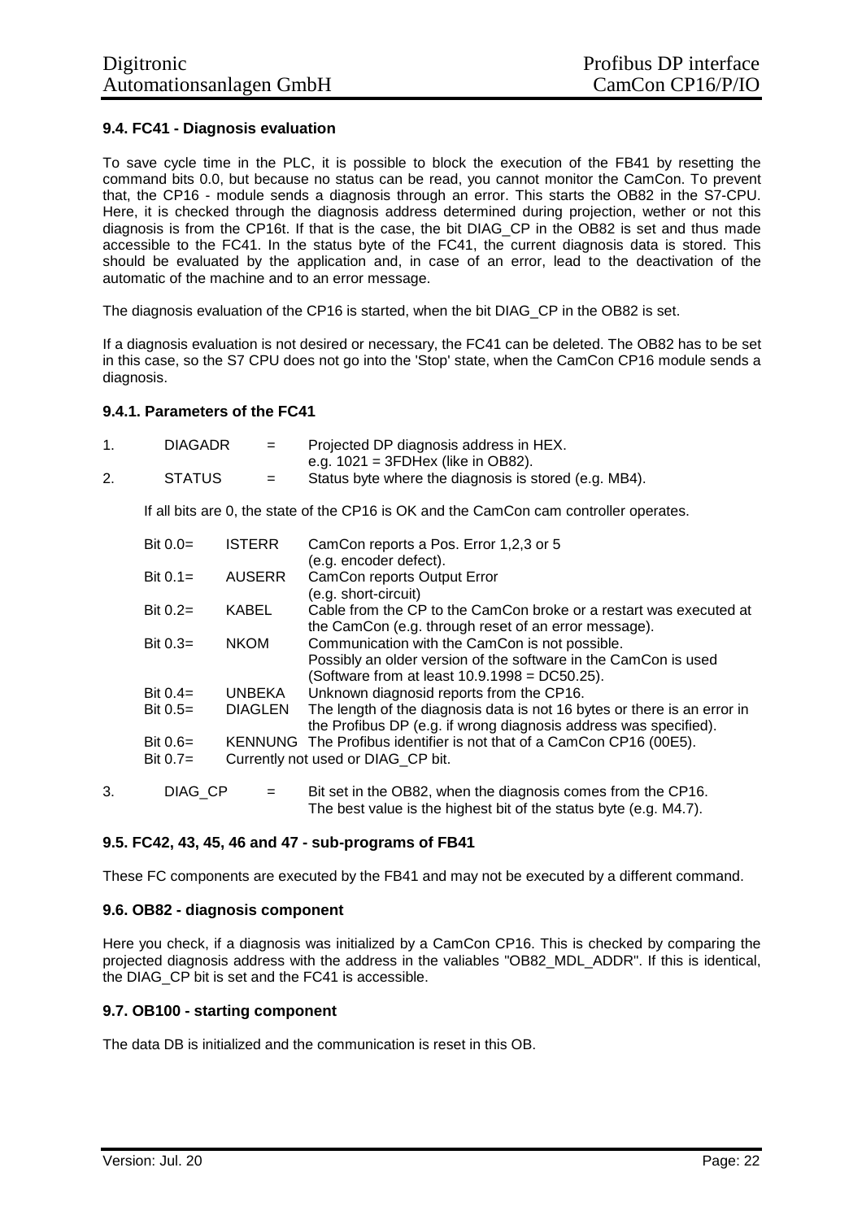### 9.4. FC41 - Diagnosis evaluation

To save cycle time in the PLC, it is possible to block the execution of the FB41 by resetting the command bits 0.0, but because no status can be read, you cannot monitor the CamCon. To prevent that, the CP16 - module sends a diagnosis through an error. This starts the OB82 in the S7-CPU. Here, it is checked through the diagnosis address determined during projection, wether or not this diagnosis is from the CP16t. If that is the case, the bit DIAG_CP in the OB82 is set and thus made accessible to the FC41. In the status byte of the FC41, the current diagnosis data is stored. This should be evaluated by the application and, in case of an error, lead to the deactivation of the automatic of the machine and to an error message.

The diagnosis evaluation of the CP16 is started, when the bit DIAG_CP in the OB82 is set.

If a diagnosis evaluation is not desired or necessary, the FC41 can be deleted. The OB82 has to be set in this case, so the S7 CPU does not go into the 'Stop' state, when the CamCon CP16 module sends a diagnosis.

#### 9.4.1. Parameters of the FC41

1. DIAGADR = Projected DP diagnosis address in HEX.
   e.g. 1021 = 3FDHex (like in OB82).
2. STATUS = Status byte where the diagnosis is stored (e.g. MB4).

   If all bits are 0, the state of the CP16 is OK and the CamCon cam controller operates.

| | | |
|---|---|---|
| Bit 0.0= | ISTERR | CamCon reports a Pos. Error 1,2,3 or 5 (e.g. encoder defect). |
| Bit 0.1= | AUSERR | CamCon reports Output Error (e.g. short-circuit) |
| Bit 0.2= | KABEL | Cable from the CP to the CamCon broke or a restart was executed at the CamCon (e.g. through reset of an error message). |
| Bit 0.3= | NKOM | Communication with the CamCon is not possible. Possibly an older version of the software in the CamCon is used (Software from at least 10.9.1998 = DC50.25). |
| Bit 0.4= | UNBEKA | Unknown diagnosid reports from the CP16. |
| Bit 0.5= | DIAGLEN | The length of the diagnosis data is not 16 bytes or there is an error in the Profibus DP (e.g. if wrong diagnosis address was specified). |
| Bit 0.6= | KENNUNG | The Profibus identifier is not that of a CamCon CP16 (00E5). |
| Bit 0.7= | Currently not used or DIAG_CP bit. | |

3. DIAG_CP = Bit set in the OB82, when the diagnosis comes from the CP16.
   The best value is the highest bit of the status byte (e.g. M4.7).

### 9.5. FC42, 43, 45, 46 and 47 - sub-programs of FB41

These FC components are executed by the FB41 and may not be executed by a different command.

### 9.6. OB82 - diagnosis component

Here you check, if a diagnosis was initialized by a CamCon CP16. This is checked by comparing the projected diagnosis address with the address in the valiables "OB82_MDL_ADDR". If this is identical, the DIAG_CP bit is set and the FC41 is accessible.

### 9.7. OB100 - starting component

The data DB is initialized and the communication is reset in this OB.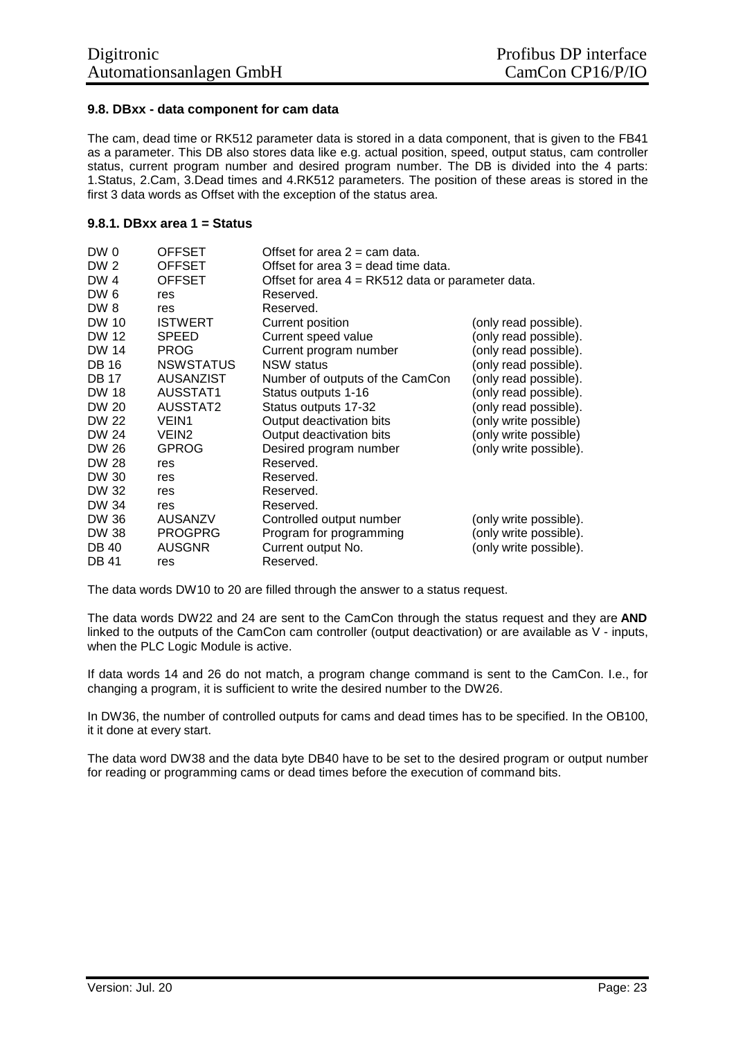### 9.8. DBxx - data component for cam data

The cam, dead time or RK512 parameter data is stored in a data component, that is given to the FB41 as a parameter. This DB also stores data like e.g. actual position, speed, output status, cam controller status, current program number and desired program number. The DB is divided into the 4 parts: 1.Status, 2.Cam, 3.Dead times and 4.RK512 parameters. The position of these areas is stored in the first 3 data words as Offset with the exception of the status area.

#### 9.8.1. DBxx area 1 = Status

| | | | |
|---|---|---|---|
| DW 0 | OFFSET | Offset for area 2 = cam data. | |
| DW 2 | OFFSET | Offset for area 3 = dead time data. | |
| DW 4 | OFFSET | Offset for area 4 = RK512 data or parameter data. | |
| DW 6 | res | Reserved. | |
| DW 8 | res | Reserved. | |
| DW 10 | ISTWERT | Current position | (only read possible). |
| DW 12 | SPEED | Current speed value | (only read possible). |
| DW 14 | PROG | Current program number | (only read possible). |
| DB 16 | NSWSTATUS | NSW status | (only read possible). |
| DB 17 | AUSANZIST | Number of outputs of the CamCon | (only read possible). |
| DW 18 | AUSSTAT1 | Status outputs 1-16 | (only read possible). |
| DW 20 | AUSSTAT2 | Status outputs 17-32 | (only read possible). |
| DW 22 | VEIN1 | Output deactivation bits | (only write possible) |
| DW 24 | VEIN2 | Output deactivation bits | (only write possible) |
| DW 26 | GPROG | Desired program number | (only write possible). |
| DW 28 | res | Reserved. | |
| DW 30 | res | Reserved. | |
| DW 32 | res | Reserved. | |
| DW 34 | res | Reserved. | |
| DW 36 | AUSANZV | Controlled output number | (only write possible). |
| DW 38 | PROGPRG | Program for programming | (only write possible). |
| DB 40 | AUSGNR | Current output No. | (only write possible). |
| DB 41 | res | Reserved. | |

The data words DW10 to 20 are filled through the answer to a status request.

The data words DW22 and 24 are sent to the CamCon through the status request and they are **AND** linked to the outputs of the CamCon cam controller (output deactivation) or are available as V - inputs, when the PLC Logic Module is active.

If data words 14 and 26 do not match, a program change command is sent to the CamCon. I.e., for changing a program, it is sufficient to write the desired number to the DW26.

In DW36, the number of controlled outputs for cams and dead times has to be specified. In the OB100, it it done at every start.

The data word DW38 and the data byte DB40 have to be set to the desired program or output number for reading or programming cams or dead times before the execution of command bits.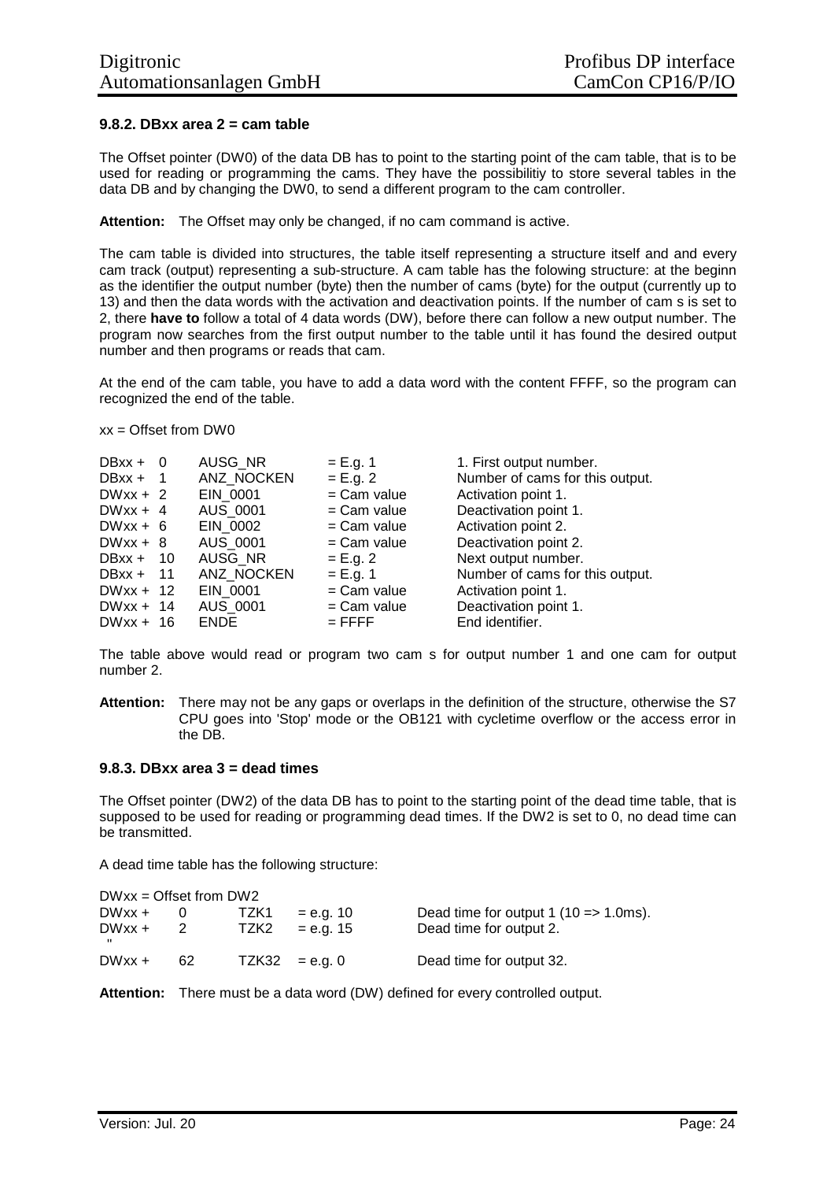### 9.8.2. DBxx area 2 = cam table

The Offset pointer (DW0) of the data DB has to point to the starting point of the cam table, that is to be used for reading or programming the cams. They have the possibilitiy to store several tables in the data DB and by changing the DW0, to send a different program to the cam controller.

**Attention:** The Offset may only be changed, if no cam command is active.

The cam table is divided into structures, the table itself representing a structure itself and and every cam track (output) representing a sub-structure. A cam table has the folowing structure: at the beginn as the identifier the output number (byte) then the number of cams (byte) for the output (currently up to 13) and then the data words with the activation and deactivation points. If the number of cam s is set to 2, there **have to** follow a total of 4 data words (DW), before there can follow a new output number. The program now searches from the first output number to the table until it has found the desired output number and then programs or reads that cam.

At the end of the cam table, you have to add a data word with the content FFFF, so the program can recognized the end of the table.

xx = Offset from DW0

| | | | |
|---|---|---|---|
| DBxx + 0 | AUSG_NR | = E.g. 1 | 1. First output number. |
| DBxx + 1 | ANZ_NOCKEN | = E.g. 2 | Number of cams for this output. |
| DWxx + 2 | EIN_0001 | = Cam value | Activation point 1. |
| DWxx + 4 | AUS_0001 | = Cam value | Deactivation point 1. |
| DWxx + 6 | EIN_0002 | = Cam value | Activation point 2. |
| DWxx + 8 | AUS_0001 | = Cam value | Deactivation point 2. |
| DBxx + 10 | AUSG_NR | = E.g. 2 | Next output number. |
| DBxx + 11 | ANZ_NOCKEN | = E.g. 1 | Number of cams for this output. |
| DWxx + 12 | EIN_0001 | = Cam value | Activation point 1. |
| DWxx + 14 | AUS_0001 | = Cam value | Deactivation point 1. |
| DWxx + 16 | ENDE | = FFFF | End identifier. |

The table above would read or program two cam s for output number 1 and one cam for output number 2.

**Attention:** There may not be any gaps or overlaps in the definition of the structure, otherwise the S7 CPU goes into 'Stop' mode or the OB121 with cycletime overflow or the access error in the DB.

### 9.8.3. DBxx area 3 = dead times

The Offset pointer (DW2) of the data DB has to point to the starting point of the dead time table, that is supposed to be used for reading or programming dead times. If the DW2 is set to 0, no dead time can be transmitted.

A dead time table has the following structure:

DWxx = Offset from DW2

| | | | | |
|---|---|---|---|---|
| DWxx + | 0 | TZK1 | = e.g. 10 | Dead time for output 1 (10 => 1.0ms). |
| DWxx + | 2 | TZK2 | = e.g. 15 | Dead time for output 2. |
| " | | | | |
| DWxx + | 62 | TZK32 | = e.g. 0 | Dead time for output 32. |

**Attention:** There must be a data word (DW) defined for every controlled output.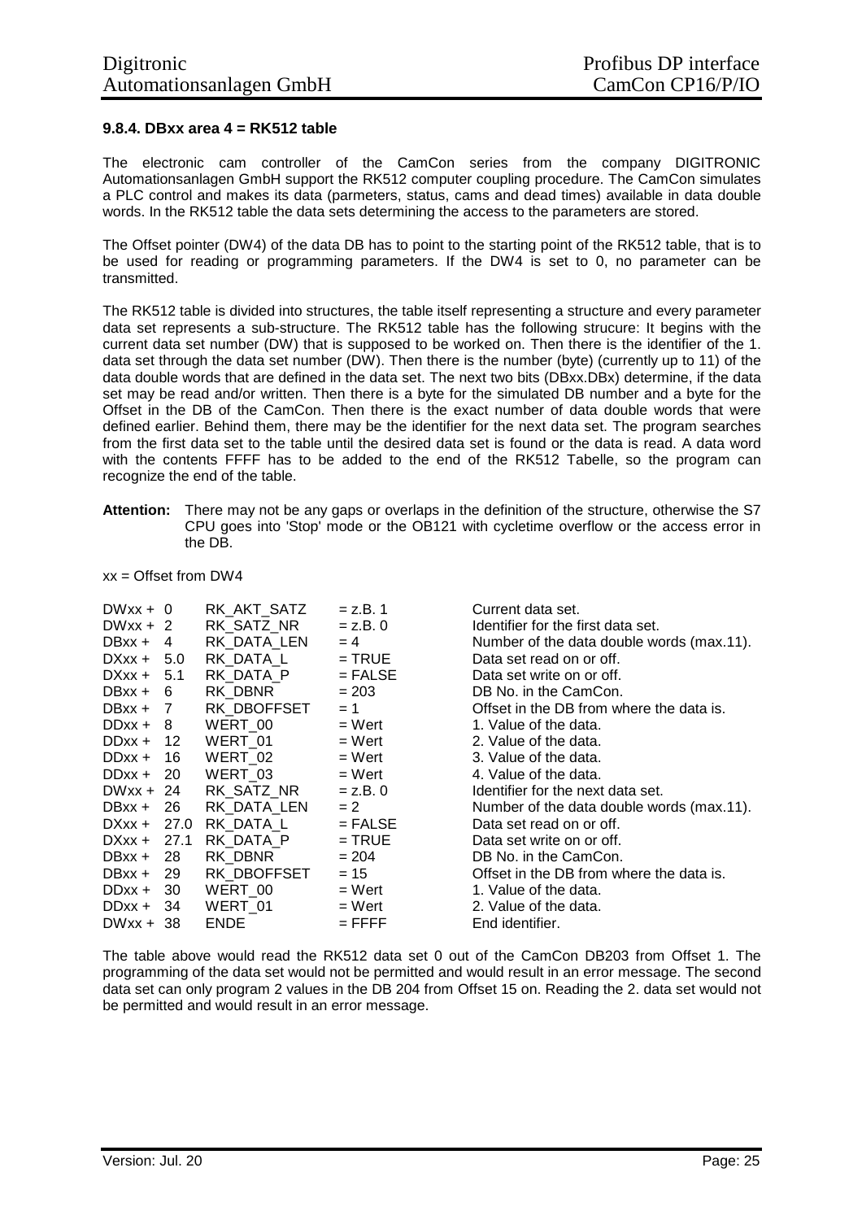### 9.8.4. DBxx area 4 = RK512 table

The electronic cam controller of the CamCon series from the company DIGITRONIC Automationsanlagen GmbH support the RK512 computer coupling procedure. The CamCon simulates a PLC control and makes its data (parmeters, status, cams and dead times) available in data double words. In the RK512 table the data sets determining the access to the parameters are stored.

The Offset pointer (DW4) of the data DB has to point to the starting point of the RK512 table, that is to be used for reading or programming parameters. If the DW4 is set to 0, no parameter can be transmitted.

The RK512 table is divided into structures, the table itself representing a structure and every parameter data set represents a sub-structure. The RK512 table has the following strucure: It begins with the current data set number (DW) that is supposed to be worked on. Then there is the identifier of the 1. data set through the data set number (DW). Then there is the number (byte) (currently up to 11) of the data double words that are defined in the data set. The next two bits (DBxx.DBx) determine, if the data set may be read and/or written. Then there is a byte for the simulated DB number and a byte for the Offset in the DB of the CamCon. Then there is the exact number of data double words that were defined earlier. Behind them, there may be the identifier for the next data set. The program searches from the first data set to the table until the desired data set is found or the data is read. A data word with the contents FFFF has to be added to the end of the RK512 Tabelle, so the program can recognize the end of the table.

**Attention:** There may not be any gaps or overlaps in the definition of the structure, otherwise the S7 CPU goes into 'Stop' mode or the OB121 with cycletime overflow or the access error in the DB.

xx = Offset from DW4

| | | | | |
|---|---|---|---|---|
| DWxx + | 0 | RK_AKT_SATZ | = z.B. 1 | Current data set. |
| DWxx + | 2 | RK_SATZ_NR | = z.B. 0 | Identifier for the first data set. |
| DBxx + | 4 | RK_DATA_LEN | = 4 | Number of the data double words (max.11). |
| DXxx + | 5.0 | RK_DATA_L | = TRUE | Data set read on or off. |
| DXxx + | 5.1 | RK_DATA_P | = FALSE | Data set write on or off. |
| DBxx + | 6 | RK_DBNR | = 203 | DB No. in the CamCon. |
| DBxx + | 7 | RK_DBOFFSET | = 1 | Offset in the DB from where the data is. |
| DDxx + | 8 | WERT_00 | = Wert | 1. Value of the data. |
| DDxx + | 12 | WERT_01 | = Wert | 2. Value of the data. |
| DDxx + | 16 | WERT_02 | = Wert | 3. Value of the data. |
| DDxx + | 20 | WERT_03 | = Wert | 4. Value of the data. |
| DWxx + | 24 | RK_SATZ_NR | = z.B. 0 | Identifier for the next data set. |
| DBxx + | 26 | RK_DATA_LEN | = 2 | Number of the data double words (max.11). |
| DXxx + | 27.0 | RK_DATA_L | = FALSE | Data set read on or off. |
| DXxx + | 27.1 | RK_DATA_P | = TRUE | Data set write on or off. |
| DBxx + | 28 | RK_DBNR | = 204 | DB No. in the CamCon. |
| DBxx + | 29 | RK_DBOFFSET | = 15 | Offset in the DB from where the data is. |
| DDxx + | 30 | WERT_00 | = Wert | 1. Value of the data. |
| DDxx + | 34 | WERT_01 | = Wert | 2. Value of the data. |
| DWxx + | 38 | ENDE | = FFFF | End identifier. |

The table above would read the RK512 data set 0 out of the CamCon DB203 from Offset 1. The programming of the data set would not be permitted and would result in an error message. The second data set can only program 2 values in the DB 204 from Offset 15 on. Reading the 2. data set would not be permitted and would result in an error message.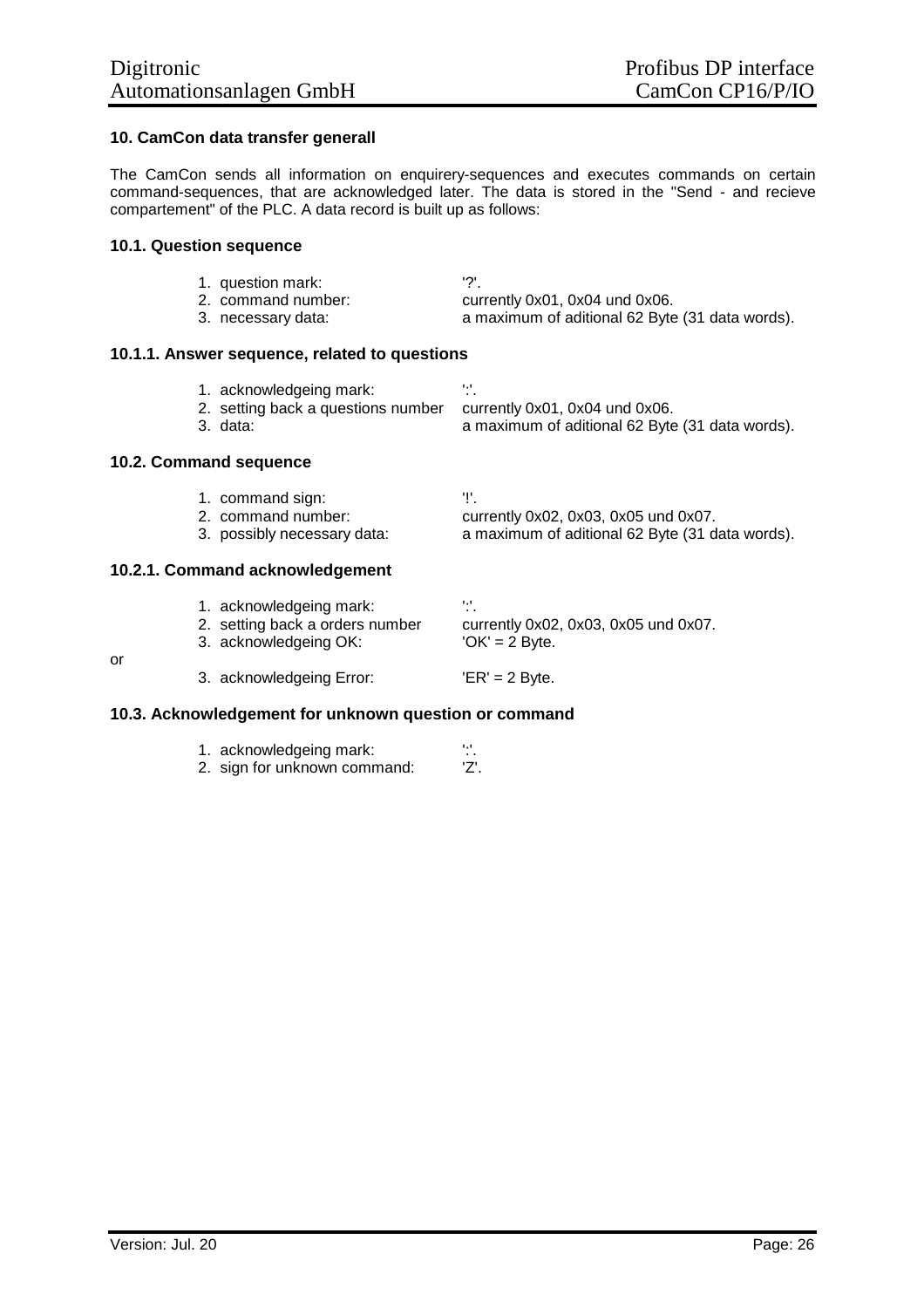## 10. CamCon data transfer generall

The CamCon sends all information on enquirery-sequences and executes commands on certain command-sequences, that are acknowledged later. The data is stored in the "Send - and recieve compartement" of the PLC. A data record is built up as follows:

### 10.1. Question sequence

1. question mark: '?'.
2. command number: currently 0x01, 0x04 und 0x06.
3. necessary data: a maximum of aditional 62 Byte (31 data words).

#### 10.1.1. Answer sequence, related to questions

1. acknowledgeing mark: ':'.
2. setting back a questions number currently 0x01, 0x04 und 0x06.
3. data: a maximum of aditional 62 Byte (31 data words).

### 10.2. Command sequence

1. command sign: '!'.
2. command number: currently 0x02, 0x03, 0x05 und 0x07.
3. possibly necessary data: a maximum of aditional 62 Byte (31 data words).

#### 10.2.1. Command acknowledgement

1. acknowledgeing mark: ':'.
2. setting back a orders number currently 0x02, 0x03, 0x05 und 0x07.
3. acknowledgeing OK: 'OK' = 2 Byte.

or

3. acknowledgeing Error: 'ER' = 2 Byte.

### 10.3. Acknowledgement for unknown question or command

1. acknowledgeing mark: ':'.
2. sign for unknown command: 'Z'.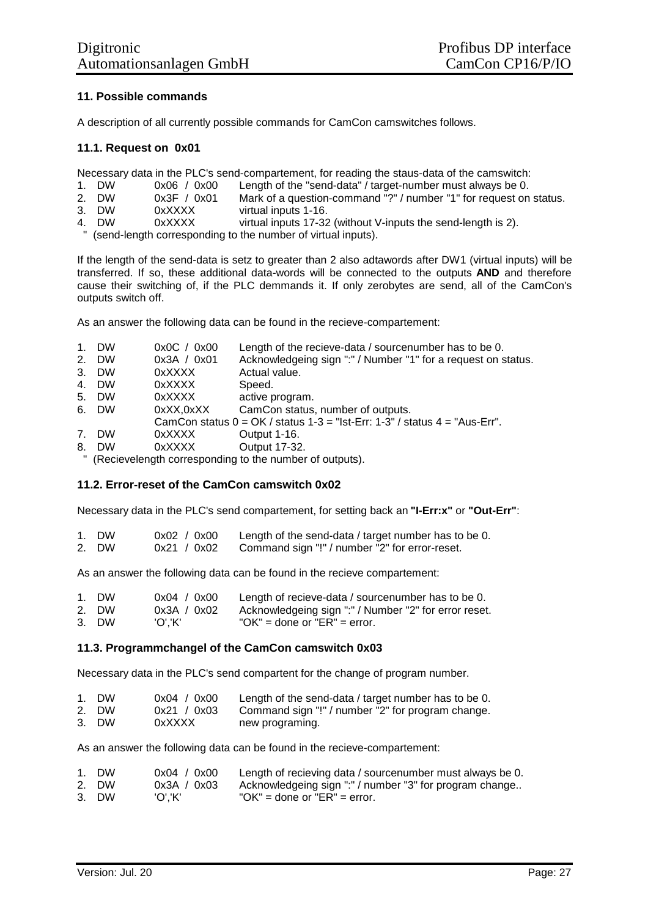## 11. Possible commands

A description of all currently possible commands for CamCon camswitches follows.

### 11.1. Request on 0x01

Necessary data in the PLC's send-compartement, for reading the staus-data of the camswitch:

| | | | |
|---|---|---|---|
| 1. | DW | 0x06 / 0x00 | Length of the "send-data" / target-number must always be 0. |
| 2. | DW | 0x3F / 0x01 | Mark of a question-command "?" / number "1" for request on status. |
| 3. | DW | 0xXXXX | virtual inputs 1-16. |
| 4. | DW | 0xXXXX | virtual inputs 17-32 (without V-inputs the send-length is 2). |

" (send-length corresponding to the number of virtual inputs).

If the length of the send-data is setz to greater than 2 also adtawords after DW1 (virtual inputs) will be transferred. If so, these additional data-words will be connected to the outputs **AND** and therefore cause their switching of, if the PLC demmands it. If only zerobytes are send, all of the CamCon's outputs switch off.

As an answer the following data can be found in the recieve-compartement:

| | | | |
|---|---|---|---|
| 1. | DW | 0x0C / 0x00 | Length of the recieve-data / sourcenumber has to be 0. |
| 2. | DW | 0x3A / 0x01 | Acknowledgeing sign ":" / Number "1" for a request on status. |
| 3. | DW | 0xXXXX | Actual value. |
| 4. | DW | 0xXXXX | Speed. |
| 5. | DW | 0xXXXX | active program. |
| 6. | DW | 0xXX,0xXX | CamCon status, number of outputs. |
| | | | CamCon status 0 = OK / status 1-3 = "Ist-Err: 1-3" / status 4 = "Aus-Err". |
| 7. | DW | 0xXXXX | Output 1-16. |
| 8. | DW | 0xXXXX | Output 17-32. |

" (Recievelength corresponding to the number of outputs).

### 11.2. Error-reset of the CamCon camswitch 0x02

Necessary data in the PLC's send compartement, for setting back an **"I-Err:x"** or **"Out-Err"**:

| | | | |
|---|---|---|---|
| 1. | DW | 0x02 / 0x00 | Length of the send-data / target number has to be 0. |
| 2. | DW | 0x21 / 0x02 | Command sign "!" / number "2" for error-reset. |

As an answer the following data can be found in the recieve compartement:

| | | | |
|---|---|---|---|
| 1. | DW | 0x04 / 0x00 | Length of recieve-data / sourcenumber has to be 0. |
| 2. | DW | 0x3A / 0x02 | Acknowledgeing sign ":" / Number "2" for error reset. |
| 3. | DW | 'O','K' | "OK" = done or "ER" = error. |

### 11.3. Programmchangel of the CamCon camswitch 0x03

Necessary data in the PLC's send compartent for the change of program number.

| | | | |
|---|---|---|---|
| 1. | DW | 0x04 / 0x00 | Length of the send-data / target number has to be 0. |
| 2. | DW | 0x21 / 0x03 | Command sign "!" / number "2" for program change. |
| 3. | DW | 0xXXXX | new programing. |

As an answer the following data can be found in the recieve-compartement:

| | | | |
|---|---|---|---|
| 1. | DW | 0x04 / 0x00 | Length of recieving data / sourcenumber must always be 0. |
| 2. | DW | 0x3A / 0x03 | Acknowledgeing sign ":" / number "3" for program change.. |
| 3. | DW | 'O','K' | "OK" = done or "ER" = error. |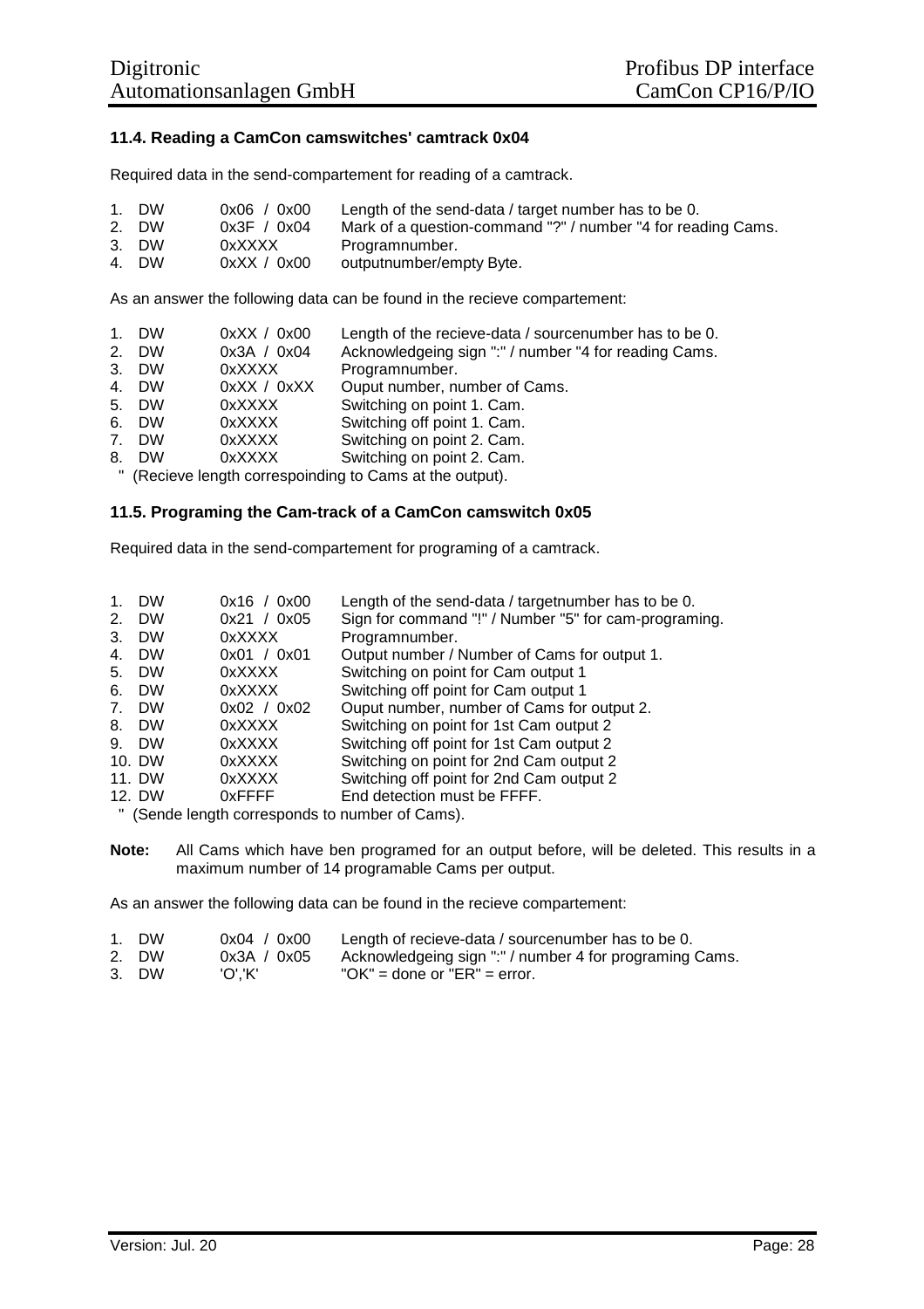### 11.4. Reading a CamCon camswitches' camtrack 0x04

Required data in the send-compartement for reading of a camtrack.

| | | |
|---|---|---|
| 1. DW | 0x06 / 0x00 | Length of the send-data / target number has to be 0. |
| 2. DW | 0x3F / 0x04 | Mark of a question-command "?" / number "4 for reading Cams. |
| 3. DW | 0xXXXX | Programnumber. |
| 4. DW | 0xXX / 0x00 | outputnumber/empty Byte. |

As an answer the following data can be found in the recieve compartement:

| | | |
|---|---|---|
| 1. DW | 0xXX / 0x00 | Length of the recieve-data / sourcenumber has to be 0. |
| 2. DW | 0x3A / 0x04 | Acknowledgeing sign ":" / number "4 for reading Cams. |
| 3. DW | 0xXXXX | Programnumber. |
| 4. DW | 0xXX / 0xXX | Ouput number, number of Cams. |
| 5. DW | 0xXXXX | Switching on point 1. Cam. |
| 6. DW | 0xXXXX | Switching off point 1. Cam. |
| 7. DW | 0xXXXX | Switching on point 2. Cam. |
| 8. DW | 0xXXXX | Switching on point 2. Cam. |

" (Recieve length correspoinding to Cams at the output).

### 11.5. Programing the Cam-track of a CamCon camswitch 0x05

Required data in the send-compartement for programing of a camtrack.

| | | |
|---|---|---|
| 1. DW | 0x16 / 0x00 | Length of the send-data / targetnumber has to be 0. |
| 2. DW | 0x21 / 0x05 | Sign for command "!" / Number "5" for cam-programing. |
| 3. DW | 0xXXXX | Programnumber. |
| 4. DW | 0x01 / 0x01 | Output number / Number of Cams for output 1. |
| 5. DW | 0xXXXX | Switching on point for Cam output 1 |
| 6. DW | 0xXXXX | Switching off point for Cam output 1 |
| 7. DW | 0x02 / 0x02 | Ouput number, number of Cams for output 2. |
| 8. DW | 0xXXXX | Switching on point for 1st Cam output 2 |
| 9. DW | 0xXXXX | Switching off point for 1st Cam output 2 |
| 10. DW | 0xXXXX | Switching on point for 2nd Cam output 2 |
| 11. DW | 0xXXXX | Switching off point for 2nd Cam output 2 |
| 12. DW | 0xFFFF | End detection must be FFFF. |

" (Sende length corresponds to number of Cams).

**Note:** All Cams which have ben programed for an output before, will be deleted. This results in a maximum number of 14 programable Cams per output.

As an answer the following data can be found in the recieve compartement:

| | | |
|---|---|---|
| 1. DW | 0x04 / 0x00 | Length of recieve-data / sourcenumber has to be 0. |
| 2. DW | 0x3A / 0x05 | Acknowledgeing sign ":" / number 4 for programing Cams. |
| 3. DW | 'O','K' | "OK" = done or "ER" = error. |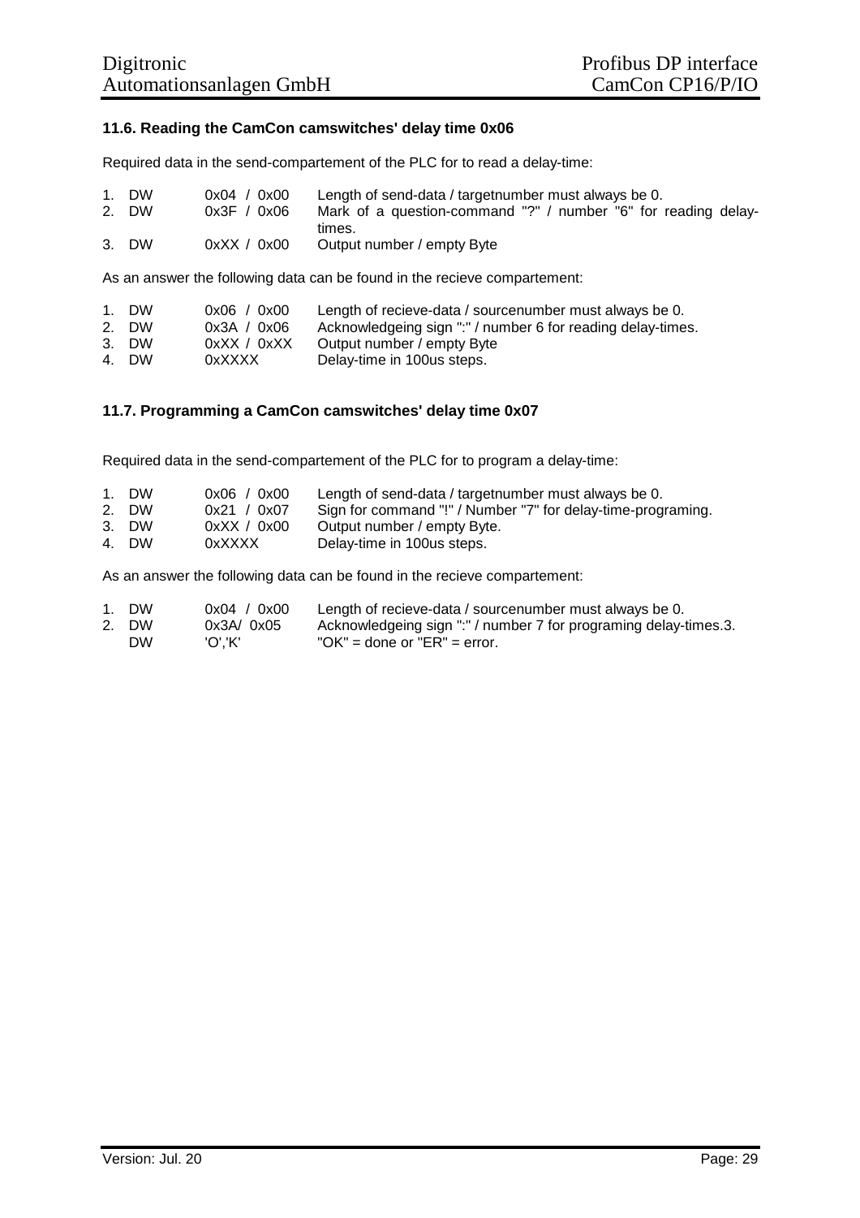### 11.6. Reading the CamCon camswitches' delay time 0x06

Required data in the send-compartement of the PLC for to read a delay-time:

| | | | |
|---|---|---|---|
| 1. | DW | 0x04 / 0x00 | Length of send-data / targetnumber must always be 0. |
| 2. | DW | 0x3F / 0x06 | Mark of a question-command "?" / number "6" for reading delay-times. |
| 3. | DW | 0xXX / 0x00 | Output number / empty Byte |

As an answer the following data can be found in the recieve compartement:

| | | | |
|---|---|---|---|
| 1. | DW | 0x06 / 0x00 | Length of recieve-data / sourcenumber must always be 0. |
| 2. | DW | 0x3A / 0x06 | Acknowledgeing sign ":" / number 6 for reading delay-times. |
| 3. | DW | 0xXX / 0xXX | Output number / empty Byte |
| 4. | DW | 0xXXXX | Delay-time in 100us steps. |

### 11.7. Programming a CamCon camswitches' delay time 0x07

Required data in the send-compartement of the PLC for to program a delay-time:

| | | | |
|---|---|---|---|
| 1. | DW | 0x06 / 0x00 | Length of send-data / targetnumber must always be 0. |
| 2. | DW | 0x21 / 0x07 | Sign for command "!" / Number "7" for delay-time-programing. |
| 3. | DW | 0xXX / 0x00 | Output number / empty Byte. |
| 4. | DW | 0xXXXX | Delay-time in 100us steps. |

As an answer the following data can be found in the recieve compartement:

| | | | |
|---|---|---|---|
| 1. | DW | 0x04 / 0x00 | Length of recieve-data / sourcenumber must always be 0. |
| 2. | DW | 0x3A/ 0x05 | Acknowledgeing sign ":" / number 7 for programing delay-times.3. |
| | DW | 'O','K' | "OK" = done or "ER" = error. |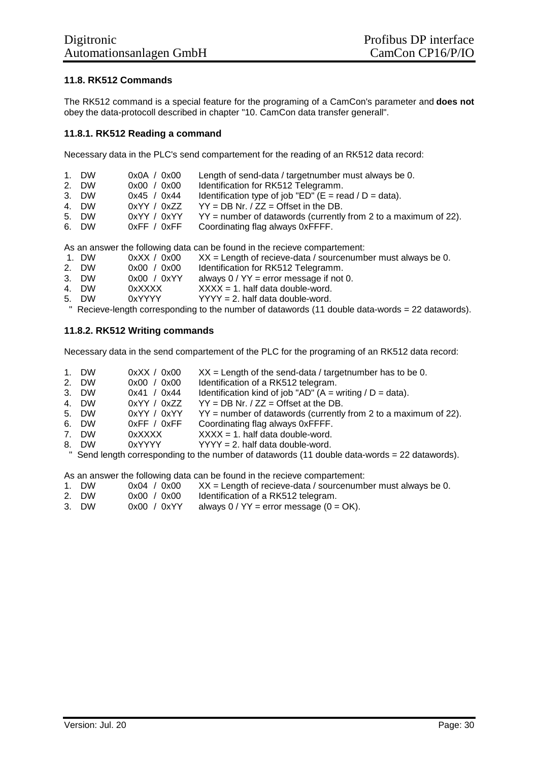### 11.8. RK512 Commands

The RK512 command is a special feature for the programing of a CamCon's parameter and **does not** obey the data-protocoll described in chapter "10. CamCon data transfer generall".

#### 11.8.1. RK512 Reading a command

Necessary data in the PLC's send compartement for the reading of an RK512 data record:

| | | | |
|---|---|---|---|
| 1. | DW | 0x0A / 0x00 | Length of send-data / targetnumber must always be 0. |
| 2. | DW | 0x00 / 0x00 | Identification for RK512 Telegramm. |
| 3. | DW | 0x45 / 0x44 | Identification type of job "ED" (E = read / D = data). |
| 4. | DW | 0xYY / 0xZZ | YY = DB Nr. / ZZ = Offset in the DB. |
| 5. | DW | 0xYY / 0xYY | YY = number of datawords (currently from 2 to a maximum of 22). |
| 6. | DW | 0xFF / 0xFF | Coordinating flag always 0xFFFF. |

As an answer the following data can be found in the recieve compartement:

| | | | |
|---|---|---|---|
| 1. | DW | 0xXX / 0x00 | XX = Length of recieve-data / sourcenumber must always be 0. |
| 2. | DW | 0x00 / 0x00 | Identification for RK512 Telegramm. |
| 3. | DW | 0x00 / 0xYY | always 0 / YY = error message if not 0. |
| 4. | DW | 0xXXXX | XXXX = 1. half data double-word. |
| 5. | DW | 0xYYYY | YYYY = 2. half data double-word. |

" Recieve-length corresponding to the number of datawords (11 double data-words = 22 datawords).

#### 11.8.2. RK512 Writing commands

Necessary data in the send compartement of the PLC for the programing of an RK512 data record:

| | | | |
|---|---|---|---|
| 1. | DW | 0xXX / 0x00 | XX = Length of the send-data / targetnumber has to be 0. |
| 2. | DW | 0x00 / 0x00 | Identification of a RK512 telegram. |
| 3. | DW | 0x41 / 0x44 | Identification kind of job "AD" (A = writing / D = data). |
| 4. | DW | 0xYY / 0xZZ | YY = DB Nr. / ZZ = Offset at the DB. |
| 5. | DW | 0xYY / 0xYY | YY = number of datawords (currently from 2 to a maximum of 22). |
| 6. | DW | 0xFF / 0xFF | Coordinating flag always 0xFFFF. |
| 7. | DW | 0xXXXX | XXXX = 1. half data double-word. |
| 8. | DW | 0xYYYY | YYYY = 2. half data double-word. |

" Send length corresponding to the number of datawords (11 double data-words = 22 datawords).

As an answer the following data can be found in the recieve compartement:

| | | | |
|---|---|---|---|
| 1. | DW | 0x04 / 0x00 | XX = Length of recieve-data / sourcenumber must always be 0. |
| 2. | DW | 0x00 / 0x00 | Identification of a RK512 telegram. |
| 3. | DW | 0x00 / 0xYY | always 0 / YY = error message (0 = OK). |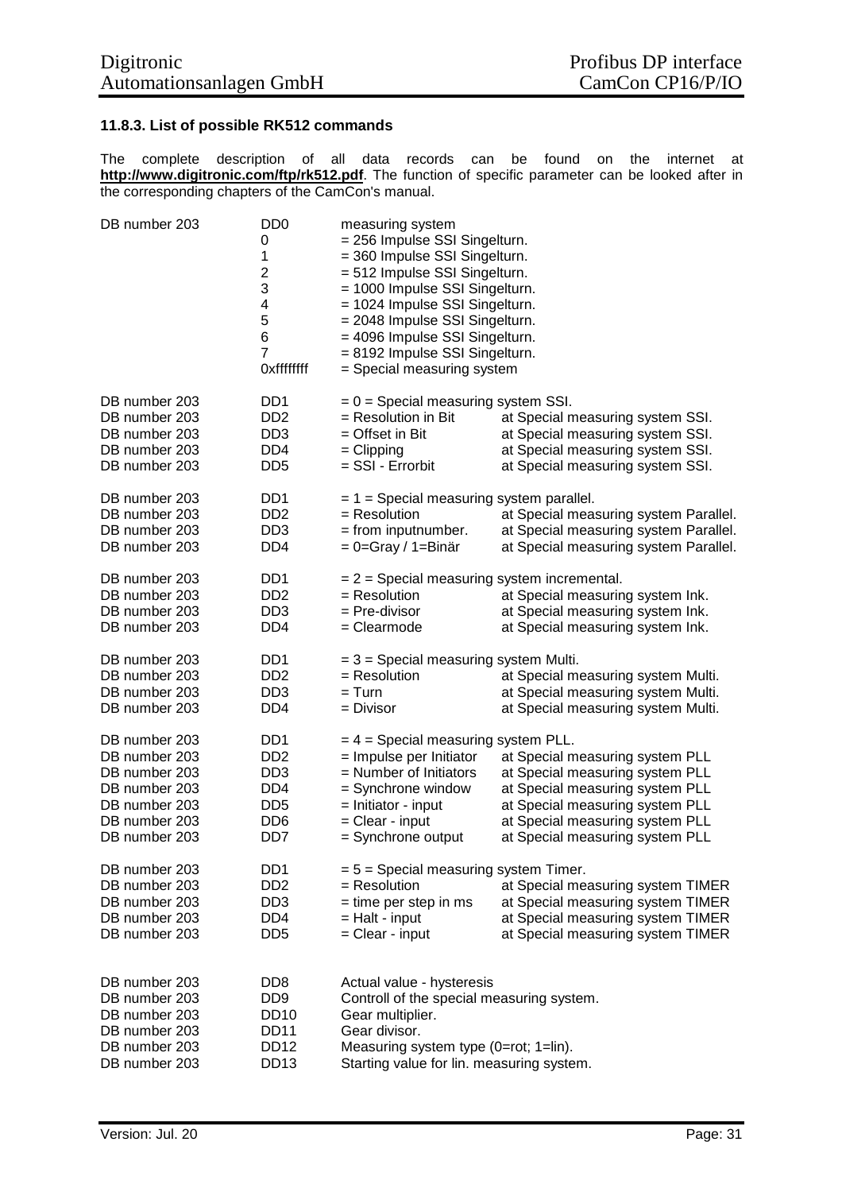### 11.8.3. List of possible RK512 commands

The complete description of all data records can be found on the internet at **http://www.digitronic.com/ftp/rk512.pdf**. The function of specific parameter can be looked after in the corresponding chapters of the CamCon's manual.

| | | | |
|---|---|---|---|
| DB number 203 | DD0 | measuring system | |
| | 0 | = 256 Impulse SSI Singelturn. | |
| | 1 | = 360 Impulse SSI Singelturn. | |
| | 2 | = 512 Impulse SSI Singelturn. | |
| | 3 | = 1000 Impulse SSI Singelturn. | |
| | 4 | = 1024 Impulse SSI Singelturn. | |
| | 5 | = 2048 Impulse SSI Singelturn. | |
| | 6 | = 4096 Impulse SSI Singelturn. | |
| | 7 | = 8192 Impulse SSI Singelturn. | |
| | 0xffffffff | = Special measuring system | |
| DB number 203 | DD1 | = 0 = Special measuring system SSI. | |
| DB number 203 | DD2 | = Resolution in Bit | at Special measuring system SSI. |
| DB number 203 | DD3 | = Offset in Bit | at Special measuring system SSI. |
| DB number 203 | DD4 | = Clipping | at Special measuring system SSI. |
| DB number 203 | DD5 | = SSI - Errorbit | at Special measuring system SSI. |
| DB number 203 | DD1 | = 1 = Special measuring system parallel. | |
| DB number 203 | DD2 | = Resolution | at Special measuring system Parallel. |
| DB number 203 | DD3 | = from inputnumber. | at Special measuring system Parallel. |
| DB number 203 | DD4 | = 0=Gray / 1=Binär | at Special measuring system Parallel. |
| DB number 203 | DD1 | = 2 = Special measuring system incremental. | |
| DB number 203 | DD2 | = Resolution | at Special measuring system Ink. |
| DB number 203 | DD3 | = Pre-divisor | at Special measuring system Ink. |
| DB number 203 | DD4 | = Clearmode | at Special measuring system Ink. |
| DB number 203 | DD1 | = 3 = Special measuring system Multi. | |
| DB number 203 | DD2 | = Resolution | at Special measuring system Multi. |
| DB number 203 | DD3 | = Turn | at Special measuring system Multi. |
| DB number 203 | DD4 | = Divisor | at Special measuring system Multi. |
| DB number 203 | DD1 | = 4 = Special measuring system PLL. | |
| DB number 203 | DD2 | = Impulse per Initiator | at Special measuring system PLL |
| DB number 203 | DD3 | = Number of Initiators | at Special measuring system PLL |
| DB number 203 | DD4 | = Synchrone window | at Special measuring system PLL |
| DB number 203 | DD5 | = Initiator - input | at Special measuring system PLL |
| DB number 203 | DD6 | = Clear - input | at Special measuring system PLL |
| DB number 203 | DD7 | = Synchrone output | at Special measuring system PLL |
| DB number 203 | DD1 | = 5 = Special measuring system Timer. | |
| DB number 203 | DD2 | = Resolution | at Special measuring system TIMER |
| DB number 203 | DD3 | = time per step in ms | at Special measuring system TIMER |
| DB number 203 | DD4 | = Halt - input | at Special measuring system TIMER |
| DB number 203 | DD5 | = Clear - input | at Special measuring system TIMER |
| DB number 203 | DD8 | Actual value - hysteresis | |
| DB number 203 | DD9 | Controll of the special measuring system. | |
| DB number 203 | DD10 | Gear multiplier. | |
| DB number 203 | DD11 | Gear divisor. | |
| DB number 203 | DD12 | Measuring system type (0=rot; 1=lin). | |
| DB number 203 | DD13 | Starting value for lin. measuring system. | |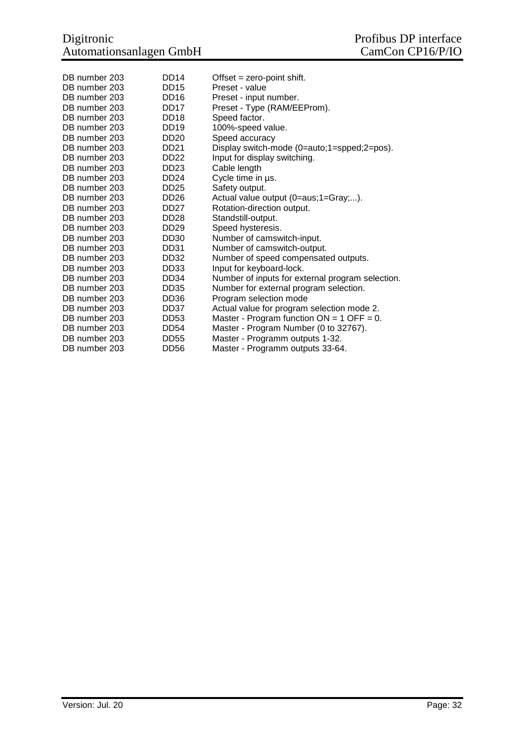| | | |
|---|---|---|
| DB number 203 | DD14 | Offset = zero-point shift. |
| DB number 203 | DD15 | Preset - value |
| DB number 203 | DD16 | Preset - input number. |
| DB number 203 | DD17 | Preset - Type (RAM/EEProm). |
| DB number 203 | DD18 | Speed factor. |
| DB number 203 | DD19 | 100%-speed value. |
| DB number 203 | DD20 | Speed accuracy |
| DB number 203 | DD21 | Display switch-mode (0=auto;1=spped;2=pos). |
| DB number 203 | DD22 | Input for display switching. |
| DB number 203 | DD23 | Cable length |
| DB number 203 | DD24 | Cycle time in µs. |
| DB number 203 | DD25 | Safety output. |
| DB number 203 | DD26 | Actual value output (0=aus;1=Gray;...). |
| DB number 203 | DD27 | Rotation-direction output. |
| DB number 203 | DD28 | Standstill-output. |
| DB number 203 | DD29 | Speed hysteresis. |
| DB number 203 | DD30 | Number of camswitch-input. |
| DB number 203 | DD31 | Number of camswitch-output. |
| DB number 203 | DD32 | Number of speed compensated outputs. |
| DB number 203 | DD33 | Input for keyboard-lock. |
| DB number 203 | DD34 | Number of inputs for external program selection. |
| DB number 203 | DD35 | Number for external program selection. |
| DB number 203 | DD36 | Program selection mode |
| DB number 203 | DD37 | Actual value for program selection mode 2. |
| DB number 203 | DD53 | Master - Program function ON = 1 OFF = 0. |
| DB number 203 | DD54 | Master - Program Number (0 to 32767). |
| DB number 203 | DD55 | Master - Programm outputs 1-32. |
| DB number 203 | DD56 | Master - Programm outputs 33-64. |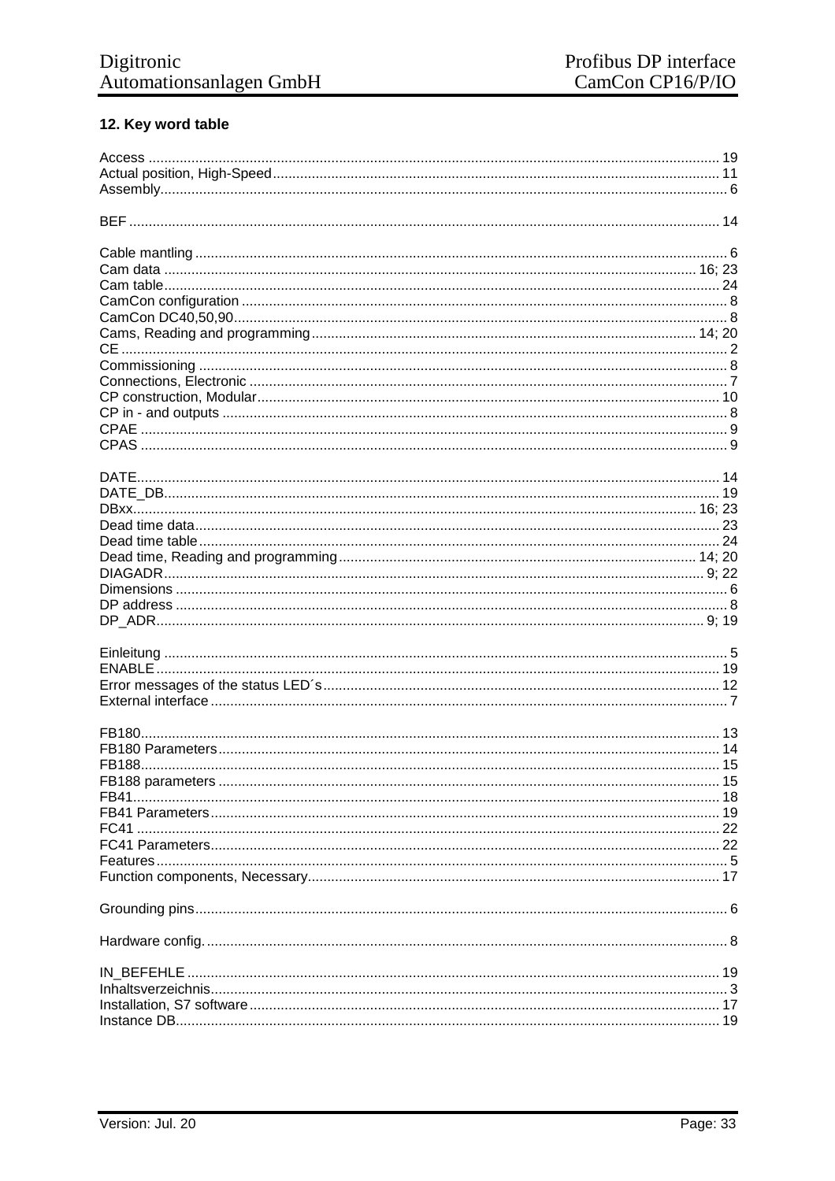## 12. Key word table

Access ........ 19
Actual position, High-Speed ........ 11
Assembly ........ 6

BEF ........ 14

Cable mantling ........ 6
Cam data ........ 16; 23
Cam table ........ 24
CamCon configuration ........ 8
CamCon DC40,50,90 ........ 8
Cams, Reading and programming ........ 14; 20
CE ........ 2
Commissioning ........ 8
Connections, Electronic ........ 7
CP construction, Modular ........ 10
CP in - and outputs ........ 8
CPAE ........ 9
CPAS ........ 9

DATE ........ 14
DATE_DB ........ 19
DBxx ........ 16; 23
Dead time data ........ 23
Dead time table ........ 24
Dead time, Reading and programming ........ 14; 20
DIAGADR ........ 9; 22
Dimensions ........ 6
DP address ........ 8
DP_ADR ........ 9; 19

Einleitung ........ 5
ENABLE ........ 19
Error messages of the status LED´s ........ 12
External interface ........ 7

FB180 ........ 13
FB180 Parameters ........ 14
FB188 ........ 15
FB188 parameters ........ 15
FB41 ........ 18
FB41 Parameters ........ 19
FC41 ........ 22
FC41 Parameters ........ 22
Features ........ 5
Function components, Necessary ........ 17

Grounding pins ........ 6

Hardware config. ........ 8

IN_BEFEHLE ........ 19
Inhaltsverzeichnis ........ 3
Installation, S7 software ........ 17
Instance DB ........ 19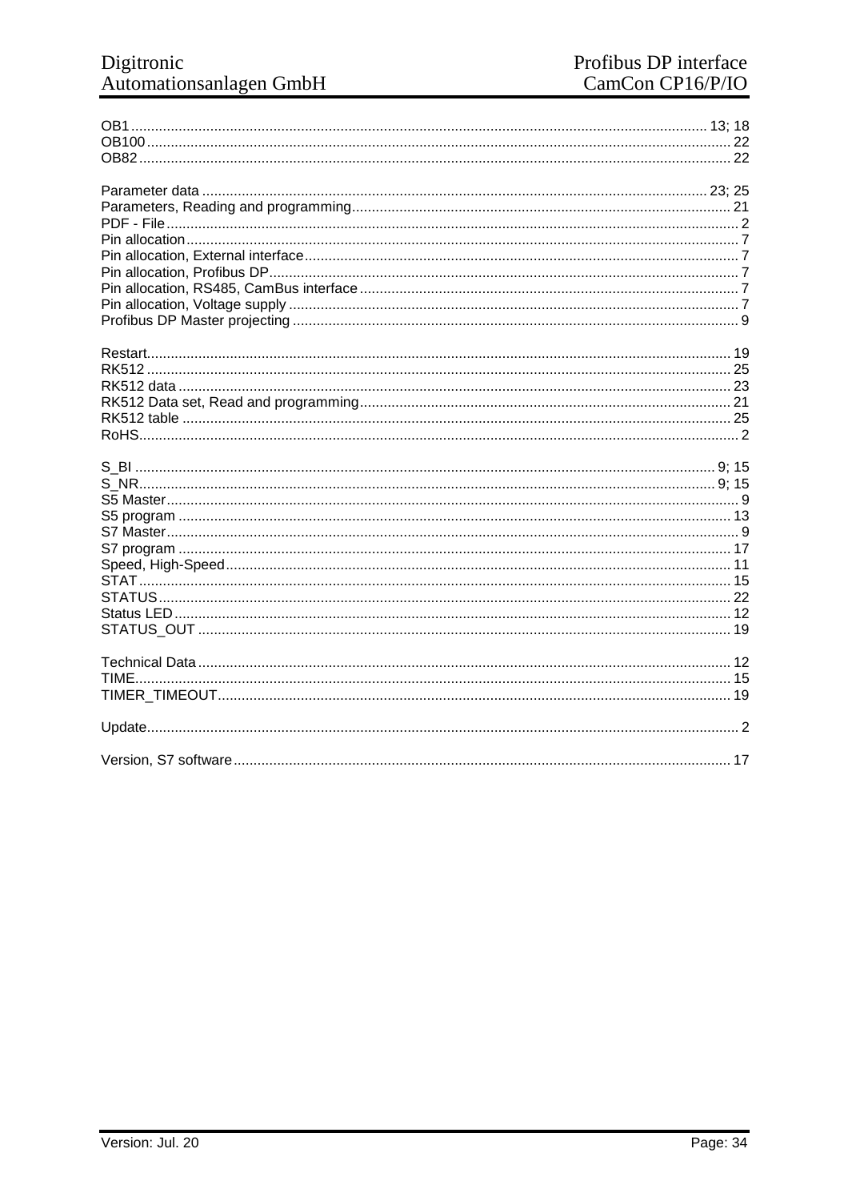OB1 ................................................................ 13; 18
OB100 ................................................................ 22
OB82 ................................................................ 22

Parameter data ................................................................ 23; 25
Parameters, Reading and programming ................................................................ 21
PDF - File ................................................................ 2
Pin allocation ................................................................ 7
Pin allocation, External interface ................................................................ 7
Pin allocation, Profibus DP ................................................................ 7
Pin allocation, RS485, CamBus interface ................................................................ 7
Pin allocation, Voltage supply ................................................................ 7
Profibus DP Master projecting ................................................................ 9

Restart ................................................................ 19
RK512 ................................................................ 25
RK512 data ................................................................ 23
RK512 Data set, Read and programming ................................................................ 21
RK512 table ................................................................ 25
RoHS ................................................................ 2

S_BI ................................................................ 9; 15
S_NR ................................................................ 9; 15
S5 Master ................................................................ 9
S5 program ................................................................ 13
S7 Master ................................................................ 9
S7 program ................................................................ 17
Speed, High-Speed ................................................................ 11
STAT ................................................................ 15
STATUS ................................................................ 22
Status LED ................................................................ 12
STATUS_OUT ................................................................ 19

Technical Data ................................................................ 12
TIME ................................................................ 15
TIMER_TIMEOUT ................................................................ 19

Update ................................................................ 2

Version, S7 software ................................................................ 17